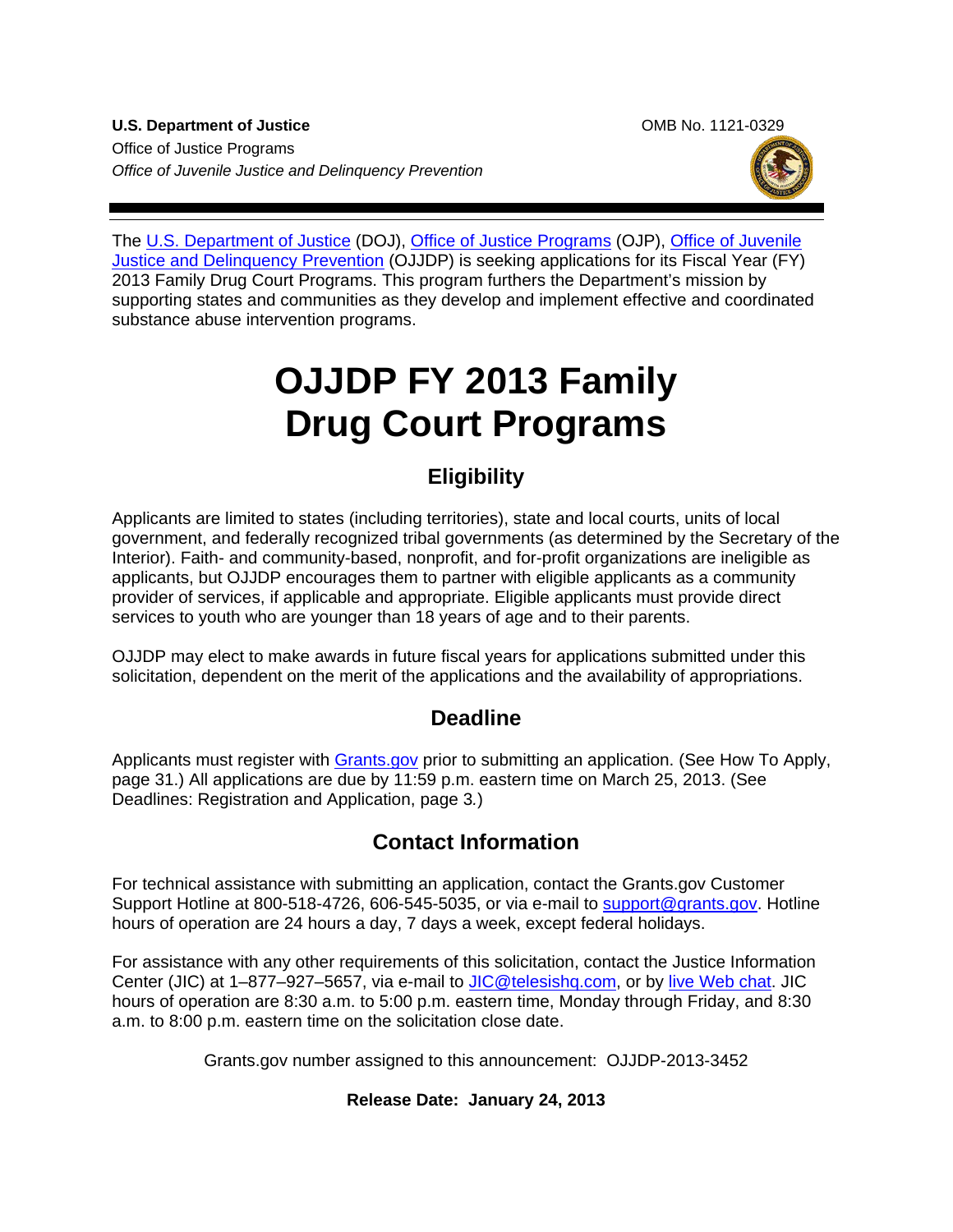**U.S. Department of Justice**
Office of Justice Programs
*Office of Juvenile Justice and Delinquency Prevention*

OMB No. 1121-0329

The U.S. Department of Justice (DOJ), Office of Justice Programs (OJP), Office of Juvenile Justice and Delinquency Prevention (OJJDP) is seeking applications for its Fiscal Year (FY) 2013 Family Drug Court Programs. This program furthers the Department's mission by supporting states and communities as they develop and implement effective and coordinated substance abuse intervention programs.

# OJJDP FY 2013 Family Drug Court Programs

## Eligibility

Applicants are limited to states (including territories), state and local courts, units of local government, and federally recognized tribal governments (as determined by the Secretary of the Interior). Faith- and community-based, nonprofit, and for-profit organizations are ineligible as applicants, but OJJDP encourages them to partner with eligible applicants as a community provider of services, if applicable and appropriate. Eligible applicants must provide direct services to youth who are younger than 18 years of age and to their parents.

OJJDP may elect to make awards in future fiscal years for applications submitted under this solicitation, dependent on the merit of the applications and the availability of appropriations.

## Deadline

Applicants must register with Grants.gov prior to submitting an application. (See How To Apply, page 31.) All applications are due by 11:59 p.m. eastern time on March 25, 2013. (See Deadlines: Registration and Application, page 3.)

## Contact Information

For technical assistance with submitting an application, contact the Grants.gov Customer Support Hotline at 800-518-4726, 606-545-5035, or via e-mail to support@grants.gov. Hotline hours of operation are 24 hours a day, 7 days a week, except federal holidays.

For assistance with any other requirements of this solicitation, contact the Justice Information Center (JIC) at 1–877–927–5657, via e-mail to JIC@telesishq.com, or by live Web chat. JIC hours of operation are 8:30 a.m. to 5:00 p.m. eastern time, Monday through Friday, and 8:30 a.m. to 8:00 p.m. eastern time on the solicitation close date.

Grants.gov number assigned to this announcement: OJJDP-2013-3452

**Release Date: January 24, 2013**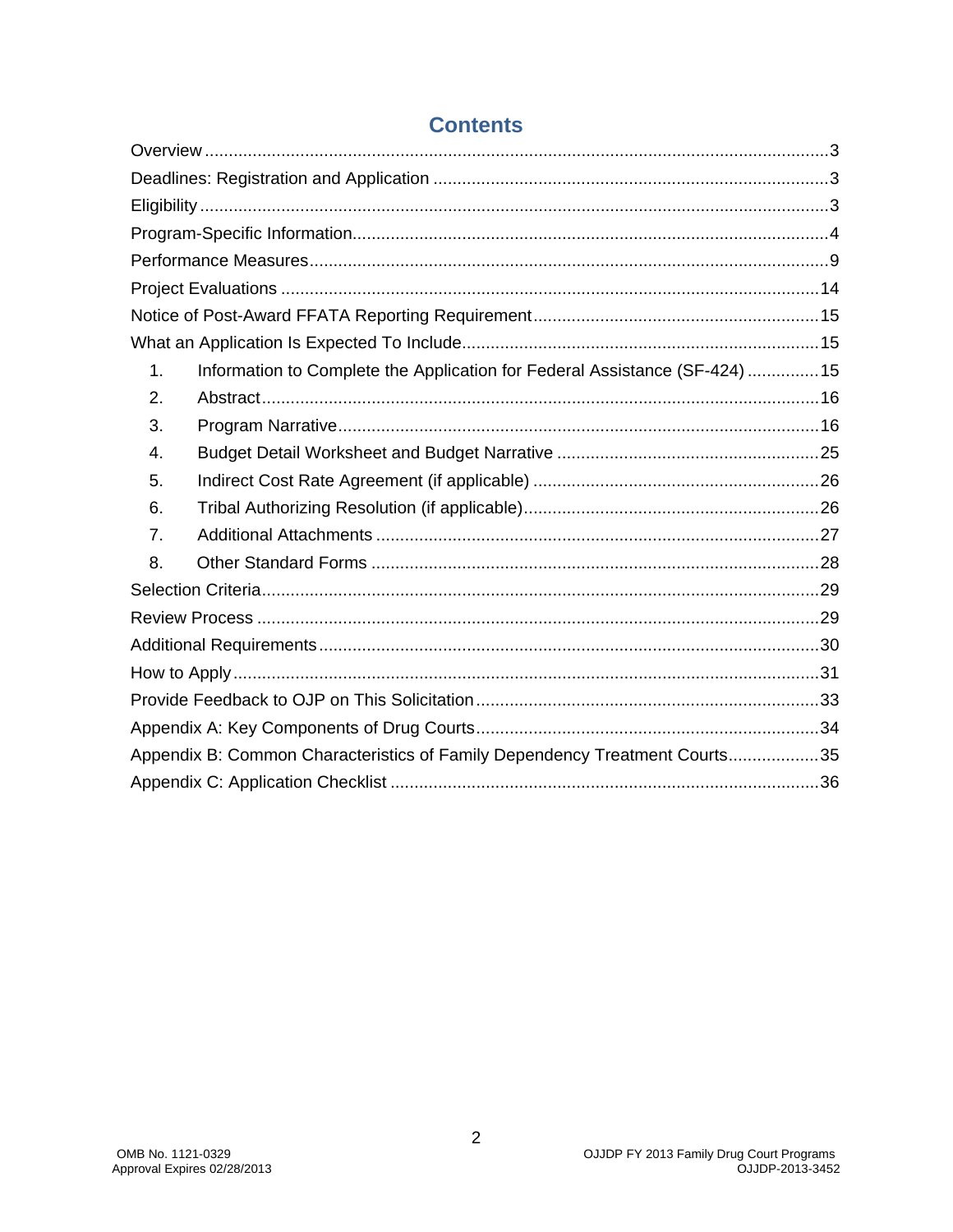# Contents

Overview ..... 3
Deadlines: Registration and Application ..... 3
Eligibility ..... 3
Program-Specific Information ..... 4
Performance Measures ..... 9
Project Evaluations ..... 14
Notice of Post-Award FFATA Reporting Requirement ..... 15
What an Application Is Expected To Include ..... 15

1. Information to Complete the Application for Federal Assistance (SF-424) ..... 15
2. Abstract ..... 16
3. Program Narrative ..... 16
4. Budget Detail Worksheet and Budget Narrative ..... 25
5. Indirect Cost Rate Agreement (if applicable) ..... 26
6. Tribal Authorizing Resolution (if applicable) ..... 26
7. Additional Attachments ..... 27
8. Other Standard Forms ..... 28

Selection Criteria ..... 29
Review Process ..... 29
Additional Requirements ..... 30
How to Apply ..... 31
Provide Feedback to OJP on This Solicitation ..... 33
Appendix A: Key Components of Drug Courts ..... 34
Appendix B: Common Characteristics of Family Dependency Treatment Courts ..... 35
Appendix C: Application Checklist ..... 36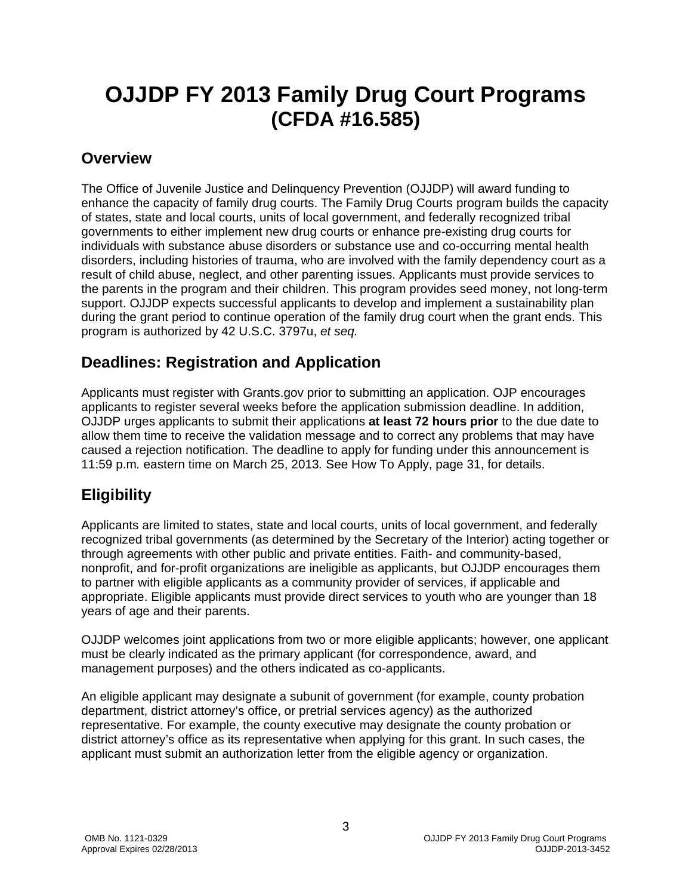# OJJDP FY 2013 Family Drug Court Programs (CFDA #16.585)

## Overview

The Office of Juvenile Justice and Delinquency Prevention (OJJDP) will award funding to enhance the capacity of family drug courts. The Family Drug Courts program builds the capacity of states, state and local courts, units of local government, and federally recognized tribal governments to either implement new drug courts or enhance pre-existing drug courts for individuals with substance abuse disorders or substance use and co-occurring mental health disorders, including histories of trauma, who are involved with the family dependency court as a result of child abuse, neglect, and other parenting issues. Applicants must provide services to the parents in the program and their children. This program provides seed money, not long-term support. OJJDP expects successful applicants to develop and implement a sustainability plan during the grant period to continue operation of the family drug court when the grant ends. This program is authorized by 42 U.S.C. 3797u, *et seq.*

## Deadlines: Registration and Application

Applicants must register with Grants.gov prior to submitting an application. OJP encourages applicants to register several weeks before the application submission deadline. In addition, OJJDP urges applicants to submit their applications **at least 72 hours prior** to the due date to allow them time to receive the validation message and to correct any problems that may have caused a rejection notification. The deadline to apply for funding under this announcement is 11:59 p.m. eastern time on March 25, 2013. See How To Apply, page 31, for details.

## Eligibility

Applicants are limited to states, state and local courts, units of local government, and federally recognized tribal governments (as determined by the Secretary of the Interior) acting together or through agreements with other public and private entities. Faith- and community-based, nonprofit, and for-profit organizations are ineligible as applicants, but OJJDP encourages them to partner with eligible applicants as a community provider of services, if applicable and appropriate. Eligible applicants must provide direct services to youth who are younger than 18 years of age and their parents.

OJJDP welcomes joint applications from two or more eligible applicants; however, one applicant must be clearly indicated as the primary applicant (for correspondence, award, and management purposes) and the others indicated as co-applicants.

An eligible applicant may designate a subunit of government (for example, county probation department, district attorney's office, or pretrial services agency) as the authorized representative. For example, the county executive may designate the county probation or district attorney's office as its representative when applying for this grant. In such cases, the applicant must submit an authorization letter from the eligible agency or organization.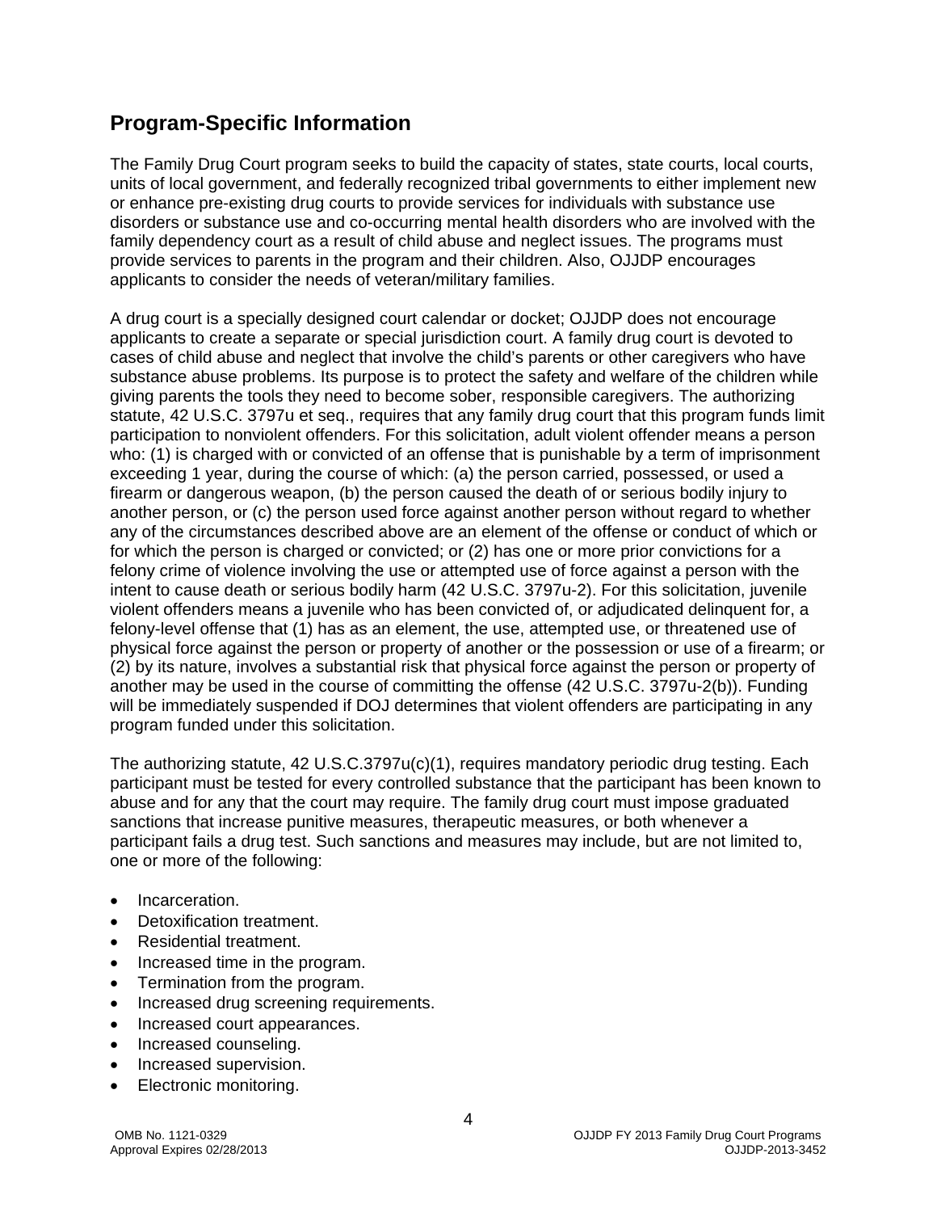## Program-Specific Information

The Family Drug Court program seeks to build the capacity of states, state courts, local courts, units of local government, and federally recognized tribal governments to either implement new or enhance pre-existing drug courts to provide services for individuals with substance use disorders or substance use and co-occurring mental health disorders who are involved with the family dependency court as a result of child abuse and neglect issues. The programs must provide services to parents in the program and their children. Also, OJJDP encourages applicants to consider the needs of veteran/military families.

A drug court is a specially designed court calendar or docket; OJJDP does not encourage applicants to create a separate or special jurisdiction court. A family drug court is devoted to cases of child abuse and neglect that involve the child's parents or other caregivers who have substance abuse problems. Its purpose is to protect the safety and welfare of the children while giving parents the tools they need to become sober, responsible caregivers. The authorizing statute, 42 U.S.C. 3797u et seq., requires that any family drug court that this program funds limit participation to nonviolent offenders. For this solicitation, adult violent offender means a person who: (1) is charged with or convicted of an offense that is punishable by a term of imprisonment exceeding 1 year, during the course of which: (a) the person carried, possessed, or used a firearm or dangerous weapon, (b) the person caused the death of or serious bodily injury to another person, or (c) the person used force against another person without regard to whether any of the circumstances described above are an element of the offense or conduct of which or for which the person is charged or convicted; or (2) has one or more prior convictions for a felony crime of violence involving the use or attempted use of force against a person with the intent to cause death or serious bodily harm (42 U.S.C. 3797u-2). For this solicitation, juvenile violent offenders means a juvenile who has been convicted of, or adjudicated delinquent for, a felony-level offense that (1) has as an element, the use, attempted use, or threatened use of physical force against the person or property of another or the possession or use of a firearm; or (2) by its nature, involves a substantial risk that physical force against the person or property of another may be used in the course of committing the offense (42 U.S.C. 3797u-2(b)). Funding will be immediately suspended if DOJ determines that violent offenders are participating in any program funded under this solicitation.

The authorizing statute, 42 U.S.C.3797u(c)(1), requires mandatory periodic drug testing. Each participant must be tested for every controlled substance that the participant has been known to abuse and for any that the court may require. The family drug court must impose graduated sanctions that increase punitive measures, therapeutic measures, or both whenever a participant fails a drug test. Such sanctions and measures may include, but are not limited to, one or more of the following:

- Incarceration.
- Detoxification treatment.
- Residential treatment.
- Increased time in the program.
- Termination from the program.
- Increased drug screening requirements.
- Increased court appearances.
- Increased counseling.
- Increased supervision.
- Electronic monitoring.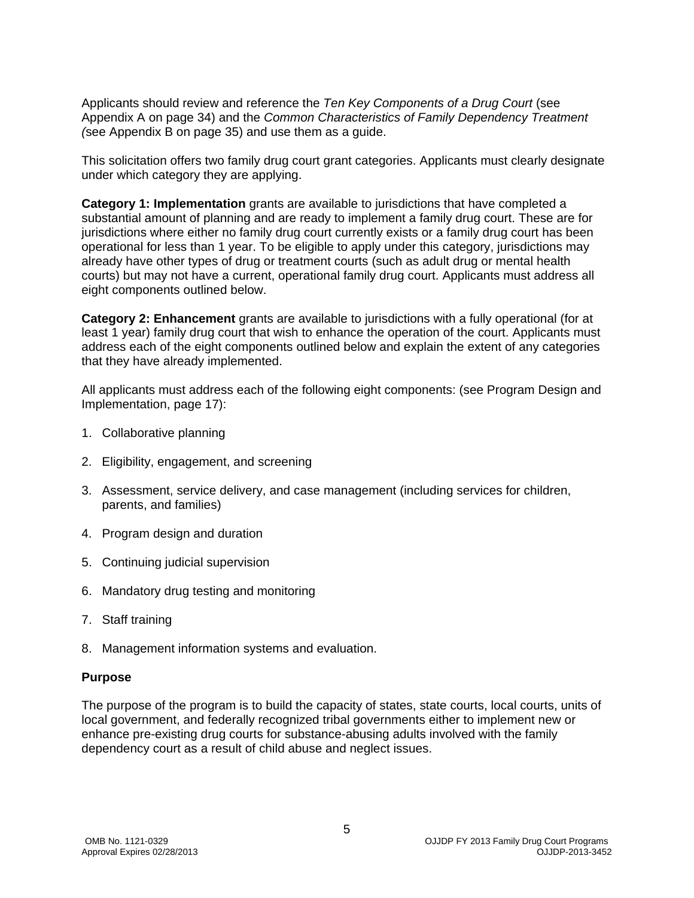Applicants should review and reference the *Ten Key Components of a Drug Court* (see Appendix A on page 34) and the *Common Characteristics of Family Dependency Treatment (*see Appendix B on page 35) and use them as a guide.

This solicitation offers two family drug court grant categories. Applicants must clearly designate under which category they are applying.

**Category 1: Implementation** grants are available to jurisdictions that have completed a substantial amount of planning and are ready to implement a family drug court. These are for jurisdictions where either no family drug court currently exists or a family drug court has been operational for less than 1 year. To be eligible to apply under this category, jurisdictions may already have other types of drug or treatment courts (such as adult drug or mental health courts) but may not have a current, operational family drug court. Applicants must address all eight components outlined below.

**Category 2: Enhancement** grants are available to jurisdictions with a fully operational (for at least 1 year) family drug court that wish to enhance the operation of the court. Applicants must address each of the eight components outlined below and explain the extent of any categories that they have already implemented.

All applicants must address each of the following eight components: (see Program Design and Implementation, page 17):

1. Collaborative planning
2. Eligibility, engagement, and screening
3. Assessment, service delivery, and case management (including services for children, parents, and families)
4. Program design and duration
5. Continuing judicial supervision
6. Mandatory drug testing and monitoring
7. Staff training
8. Management information systems and evaluation.

**Purpose**

The purpose of the program is to build the capacity of states, state courts, local courts, units of local government, and federally recognized tribal governments either to implement new or enhance pre-existing drug courts for substance-abusing adults involved with the family dependency court as a result of child abuse and neglect issues.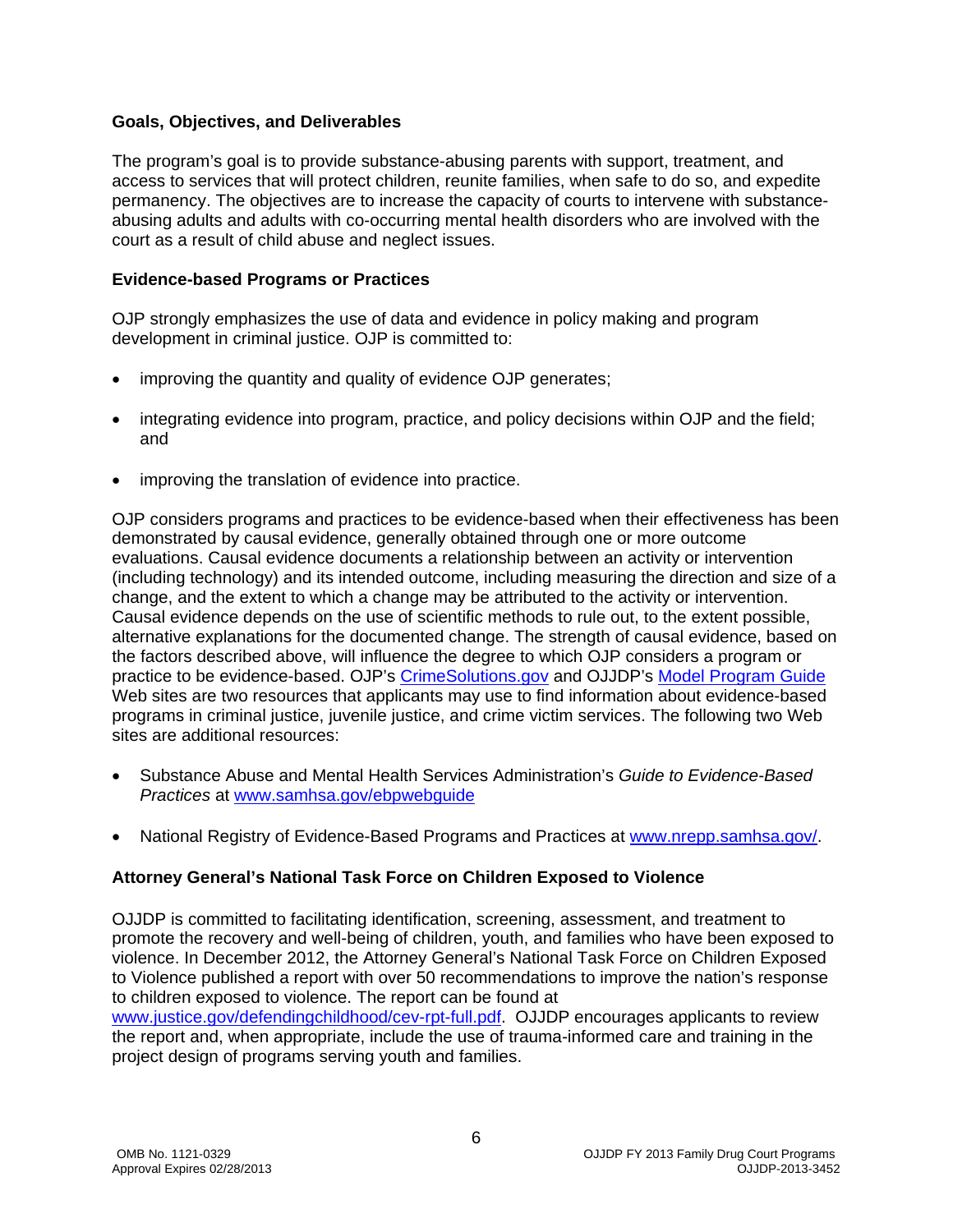### Goals, Objectives, and Deliverables

The program's goal is to provide substance-abusing parents with support, treatment, and access to services that will protect children, reunite families, when safe to do so, and expedite permanency. The objectives are to increase the capacity of courts to intervene with substance-abusing adults and adults with co-occurring mental health disorders who are involved with the court as a result of child abuse and neglect issues.

### Evidence-based Programs or Practices

OJP strongly emphasizes the use of data and evidence in policy making and program development in criminal justice. OJP is committed to:

- improving the quantity and quality of evidence OJP generates;
- integrating evidence into program, practice, and policy decisions within OJP and the field; and
- improving the translation of evidence into practice.

OJP considers programs and practices to be evidence-based when their effectiveness has been demonstrated by causal evidence, generally obtained through one or more outcome evaluations. Causal evidence documents a relationship between an activity or intervention (including technology) and its intended outcome, including measuring the direction and size of a change, and the extent to which a change may be attributed to the activity or intervention. Causal evidence depends on the use of scientific methods to rule out, to the extent possible, alternative explanations for the documented change. The strength of causal evidence, based on the factors described above, will influence the degree to which OJP considers a program or practice to be evidence-based. OJP's CrimeSolutions.gov and OJJDP's Model Program Guide Web sites are two resources that applicants may use to find information about evidence-based programs in criminal justice, juvenile justice, and crime victim services. The following two Web sites are additional resources:

- Substance Abuse and Mental Health Services Administration's *Guide to Evidence-Based Practices* at www.samhsa.gov/ebpwebguide
- National Registry of Evidence-Based Programs and Practices at www.nrepp.samhsa.gov/.

### Attorney General's National Task Force on Children Exposed to Violence

OJJDP is committed to facilitating identification, screening, assessment, and treatment to promote the recovery and well-being of children, youth, and families who have been exposed to violence. In December 2012, the Attorney General's National Task Force on Children Exposed to Violence published a report with over 50 recommendations to improve the nation's response to children exposed to violence. The report can be found at www.justice.gov/defendingchildhood/cev-rpt-full.pdf. OJJDP encourages applicants to review the report and, when appropriate, include the use of trauma-informed care and training in the project design of programs serving youth and families.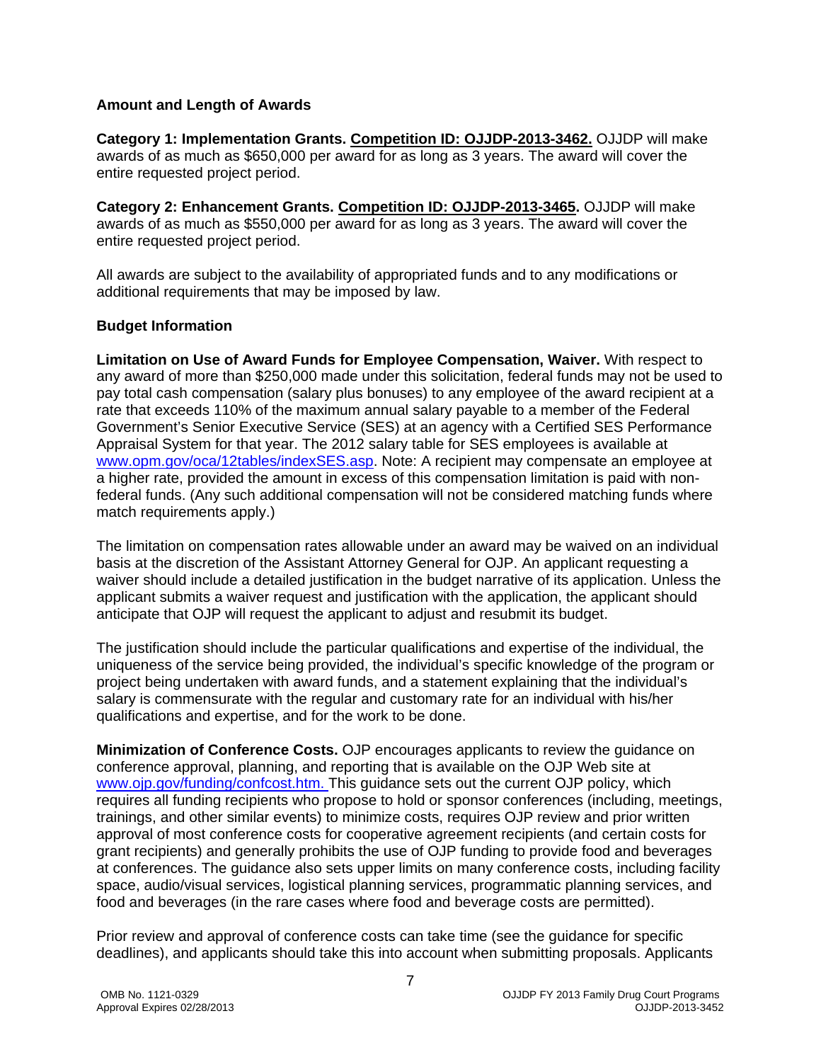**Amount and Length of Awards**

**Category 1: Implementation Grants. Competition ID: OJJDP-2013-3462.** OJJDP will make awards of as much as $650,000 per award for as long as 3 years. The award will cover the entire requested project period.

**Category 2: Enhancement Grants. Competition ID: OJJDP-2013-3465.** OJJDP will make awards of as much as $550,000 per award for as long as 3 years. The award will cover the entire requested project period.

All awards are subject to the availability of appropriated funds and to any modifications or additional requirements that may be imposed by law.

**Budget Information**

**Limitation on Use of Award Funds for Employee Compensation, Waiver.** With respect to any award of more than $250,000 made under this solicitation, federal funds may not be used to pay total cash compensation (salary plus bonuses) to any employee of the award recipient at a rate that exceeds 110% of the maximum annual salary payable to a member of the Federal Government's Senior Executive Service (SES) at an agency with a Certified SES Performance Appraisal System for that year. The 2012 salary table for SES employees is available at www.opm.gov/oca/12tables/indexSES.asp. Note: A recipient may compensate an employee at a higher rate, provided the amount in excess of this compensation limitation is paid with non-federal funds. (Any such additional compensation will not be considered matching funds where match requirements apply.)

The limitation on compensation rates allowable under an award may be waived on an individual basis at the discretion of the Assistant Attorney General for OJP. An applicant requesting a waiver should include a detailed justification in the budget narrative of its application. Unless the applicant submits a waiver request and justification with the application, the applicant should anticipate that OJP will request the applicant to adjust and resubmit its budget.

The justification should include the particular qualifications and expertise of the individual, the uniqueness of the service being provided, the individual's specific knowledge of the program or project being undertaken with award funds, and a statement explaining that the individual's salary is commensurate with the regular and customary rate for an individual with his/her qualifications and expertise, and for the work to be done.

**Minimization of Conference Costs.** OJP encourages applicants to review the guidance on conference approval, planning, and reporting that is available on the OJP Web site at www.ojp.gov/funding/confcost.htm. This guidance sets out the current OJP policy, which requires all funding recipients who propose to hold or sponsor conferences (including, meetings, trainings, and other similar events) to minimize costs, requires OJP review and prior written approval of most conference costs for cooperative agreement recipients (and certain costs for grant recipients) and generally prohibits the use of OJP funding to provide food and beverages at conferences. The guidance also sets upper limits on many conference costs, including facility space, audio/visual services, logistical planning services, programmatic planning services, and food and beverages (in the rare cases where food and beverage costs are permitted).

Prior review and approval of conference costs can take time (see the guidance for specific deadlines), and applicants should take this into account when submitting proposals. Applicants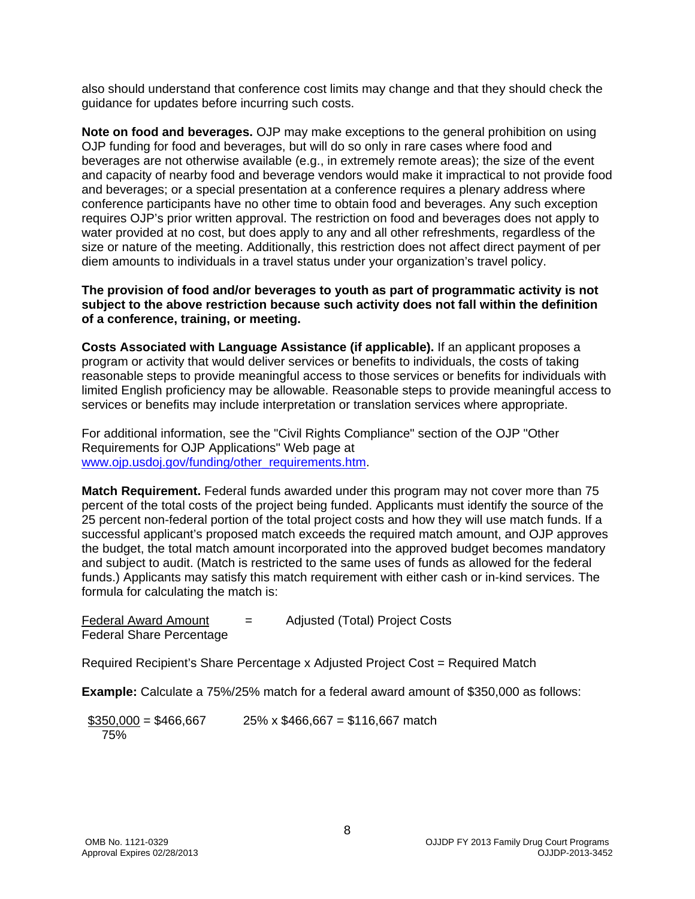also should understand that conference cost limits may change and that they should check the guidance for updates before incurring such costs.

**Note on food and beverages.** OJP may make exceptions to the general prohibition on using OJP funding for food and beverages, but will do so only in rare cases where food and beverages are not otherwise available (e.g., in extremely remote areas); the size of the event and capacity of nearby food and beverage vendors would make it impractical to not provide food and beverages; or a special presentation at a conference requires a plenary address where conference participants have no other time to obtain food and beverages. Any such exception requires OJP's prior written approval. The restriction on food and beverages does not apply to water provided at no cost, but does apply to any and all other refreshments, regardless of the size or nature of the meeting. Additionally, this restriction does not affect direct payment of per diem amounts to individuals in a travel status under your organization's travel policy.

**The provision of food and/or beverages to youth as part of programmatic activity is not subject to the above restriction because such activity does not fall within the definition of a conference, training, or meeting.**

**Costs Associated with Language Assistance (if applicable).** If an applicant proposes a program or activity that would deliver services or benefits to individuals, the costs of taking reasonable steps to provide meaningful access to those services or benefits for individuals with limited English proficiency may be allowable. Reasonable steps to provide meaningful access to services or benefits may include interpretation or translation services where appropriate.

For additional information, see the "Civil Rights Compliance" section of the OJP "Other Requirements for OJP Applications" Web page at [www.ojp.usdoj.gov/funding/other_requirements.htm](www.ojp.usdoj.gov/funding/other_requirements.htm).

**Match Requirement.** Federal funds awarded under this program may not cover more than 75 percent of the total costs of the project being funded. Applicants must identify the source of the 25 percent non-federal portion of the total project costs and how they will use match funds. If a successful applicant's proposed match exceeds the required match amount, and OJP approves the budget, the total match amount incorporated into the approved budget becomes mandatory and subject to audit. (Match is restricted to the same uses of funds as allowed for the federal funds.) Applicants may satisfy this match requirement with either cash or in-kind services. The formula for calculating the match is:

$$\frac{\text{Federal Award Amount}}{\text{Federal Share Percentage}} = \text{Adjusted (Total) Project Costs}$$

Required Recipient's Share Percentage x Adjusted Project Cost = Required Match

**Example:** Calculate a 75%/25% match for a federal award amount of $350,000 as follows:

$$\frac{\$350{,}000}{75\%} = \$466{,}667 \qquad 25\% \times \$466{,}667 = \$116{,}667 \text{ match}$$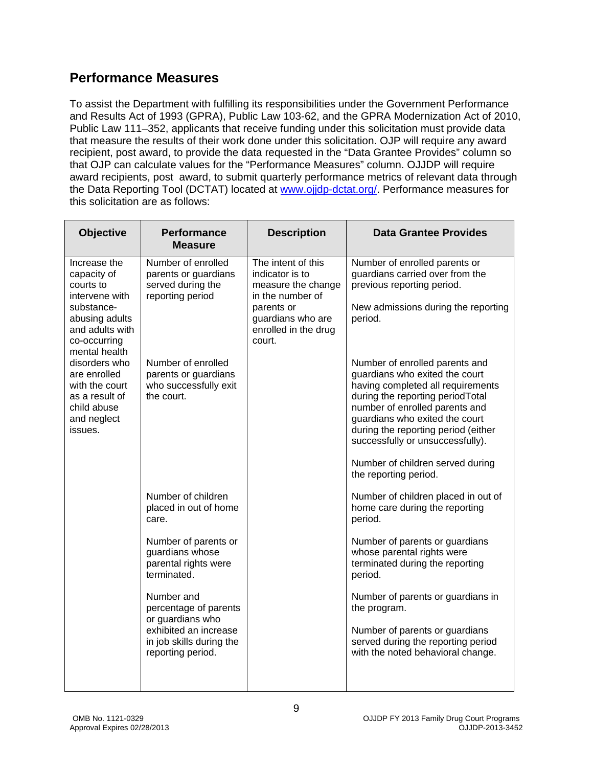## Performance Measures

To assist the Department with fulfilling its responsibilities under the Government Performance and Results Act of 1993 (GPRA), Public Law 103-62, and the GPRA Modernization Act of 2010, Public Law 111–352, applicants that receive funding under this solicitation must provide data that measure the results of their work done under this solicitation. OJP will require any award recipient, post award, to provide the data requested in the "Data Grantee Provides" column so that OJP can calculate values for the "Performance Measures" column. OJJDP will require award recipients, post award, to submit quarterly performance metrics of relevant data through the Data Reporting Tool (DCTAT) located at www.ojjdp-dctat.org/. Performance measures for this solicitation are as follows:

| Objective | Performance Measure | Description | Data Grantee Provides |
|---|---|---|---|
| Increase the capacity of courts to intervene with substance-abusing adults and adults with co-occurring mental health disorders who are enrolled with the court as a result of child abuse and neglect issues. | Number of enrolled parents or guardians served during the reporting period | The intent of this indicator is to measure the change in the number of parents or guardians who are enrolled in the drug court. | Number of enrolled parents or guardians carried over from the previous reporting period.<br><br>New admissions during the reporting period. |
| | Number of enrolled parents or guardians who successfully exit the court. | | Number of enrolled parents and guardians who exited the court having completed all requirements during the reporting periodTotal number of enrolled parents and guardians who exited the court during the reporting period (either successfully or unsuccessfully).<br><br>Number of children served during the reporting period. |
| | Number of children placed in out of home care. | | Number of children placed in out of home care during the reporting period. |
| | Number of parents or guardians whose parental rights were terminated. | | Number of parents or guardians whose parental rights were terminated during the reporting period. |
| | Number and percentage of parents or guardians who exhibited an increase in job skills during the reporting period. | | Number of parents or guardians in the program.<br><br>Number of parents or guardians served during the reporting period with the noted behavioral change. |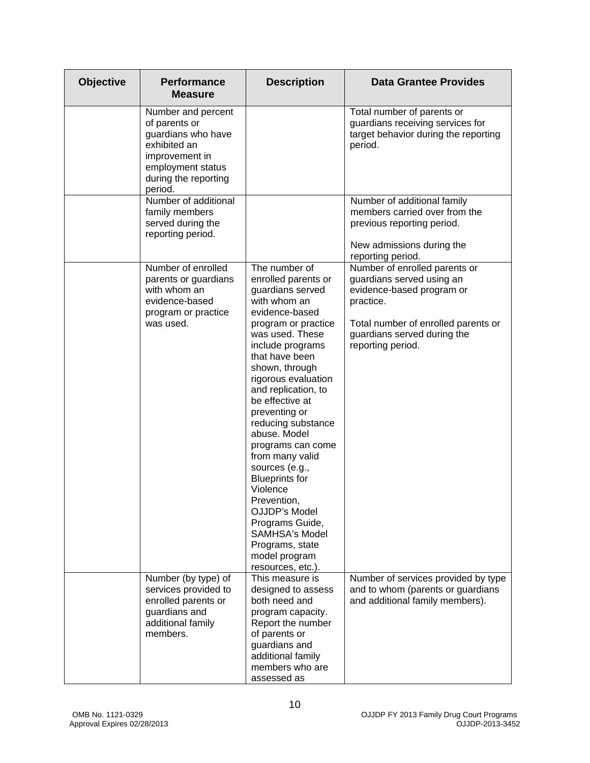| Objective | Performance Measure | Description | Data Grantee Provides |
|---|---|---|---|
| | Number and percent of parents or guardians who have exhibited an improvement in employment status during the reporting period. | | Total number of parents or guardians receiving services for target behavior during the reporting period. |
| | Number of additional family members served during the reporting period. | | Number of additional family members carried over from the previous reporting period.<br><br>New admissions during the reporting period. |
| | Number of enrolled parents or guardians with whom an evidence-based program or practice was used. | The number of enrolled parents or guardians served with whom an evidence-based program or practice was used. These include programs that have been shown, through rigorous evaluation and replication, to be effective at preventing or reducing substance abuse. Model programs can come from many valid sources (e.g., Blueprints for Violence Prevention, OJJDP's Model Programs Guide, SAMHSA's Model Programs, state model program resources, etc.). | Number of enrolled parents or guardians served using an evidence-based program or practice.<br><br>Total number of enrolled parents or guardians served during the reporting period. |
| | Number (by type) of services provided to enrolled parents or guardians and additional family members. | This measure is designed to assess both need and program capacity. Report the number of parents or guardians and additional family members who are assessed as | Number of services provided by type and to whom (parents or guardians and additional family members). |

OMB No. 1121-0329
Approval Expires 02/28/2013

OJJDP FY 2013 Family Drug Court Programs
OJJDP-2013-3452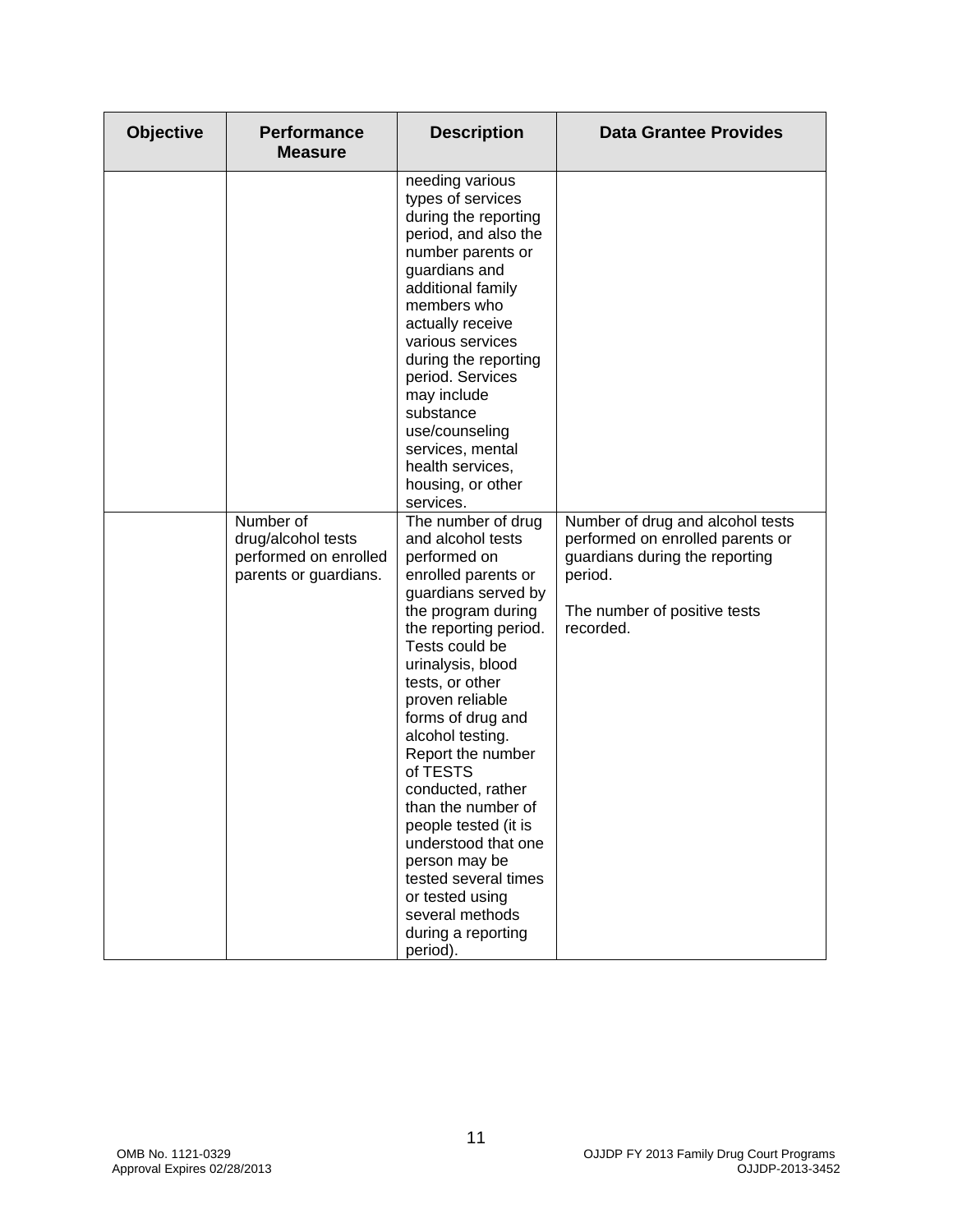| Objective | Performance Measure | Description | Data Grantee Provides |
|---|---|---|---|
| | | needing various types of services during the reporting period, and also the number parents or guardians and additional family members who actually receive various services during the reporting period. Services may include substance use/counseling services, mental health services, housing, or other services. | |
| | Number of drug/alcohol tests performed on enrolled parents or guardians. | The number of drug and alcohol tests performed on enrolled parents or guardians served by the program during the reporting period. Tests could be urinalysis, blood tests, or other proven reliable forms of drug and alcohol testing. Report the number of TESTS conducted, rather than the number of people tested (it is understood that one person may be tested several times or tested using several methods during a reporting period). | Number of drug and alcohol tests performed on enrolled parents or guardians during the reporting period.<br><br>The number of positive tests recorded. |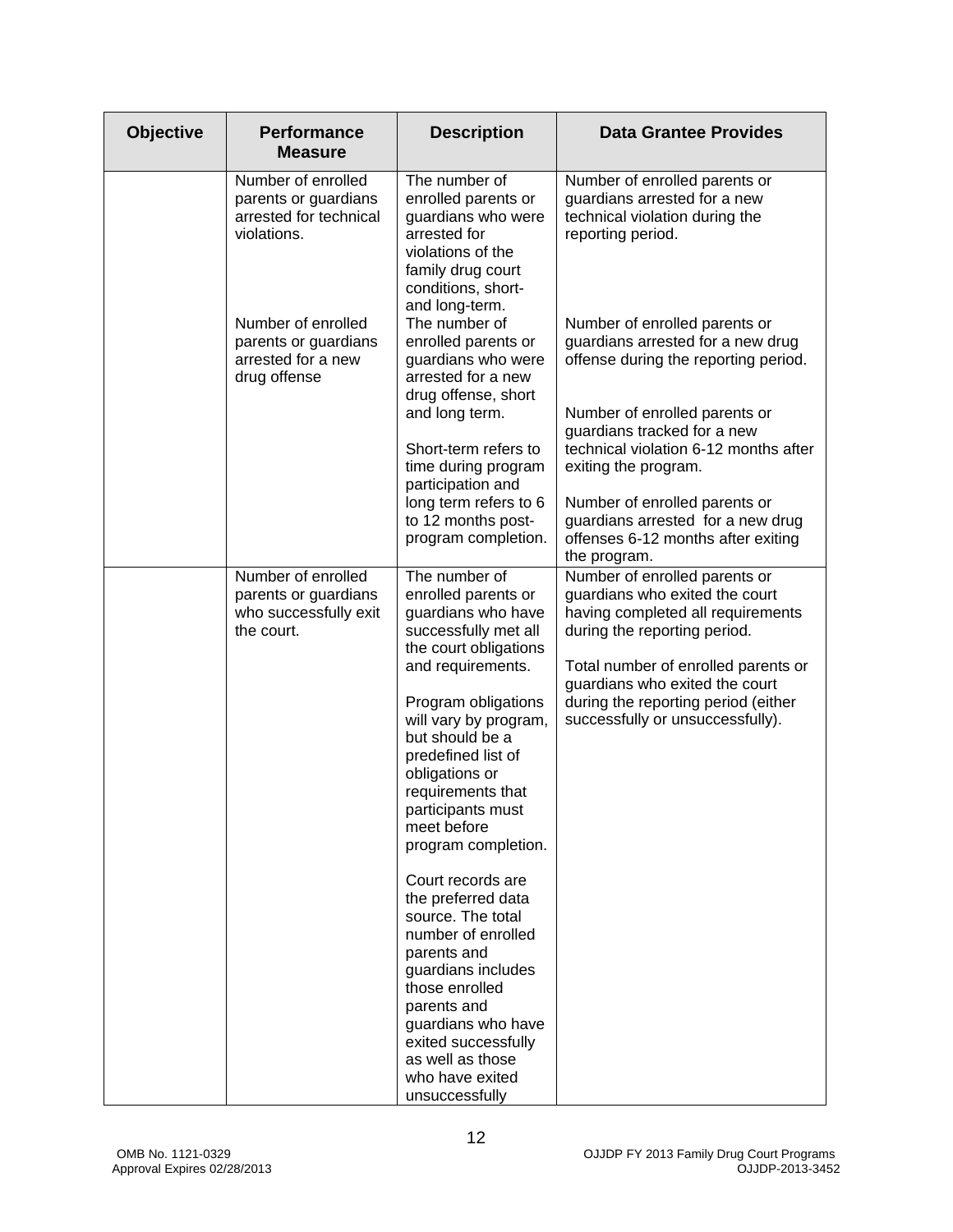| Objective | Performance Measure | Description | Data Grantee Provides |
| --- | --- | --- | --- |
| | Number of enrolled parents or guardians arrested for technical violations. | The number of enrolled parents or guardians who were arrested for violations of the family drug court conditions, short- and long-term. | Number of enrolled parents or guardians arrested for a new technical violation during the reporting period. |
| | Number of enrolled parents or guardians arrested for a new drug offense | The number of enrolled parents or guardians who were arrested for a new drug offense, short and long term.<br><br>Short-term refers to time during program participation and long term refers to 6 to 12 months post-program completion. | Number of enrolled parents or guardians arrested for a new drug offense during the reporting period.<br><br>Number of enrolled parents or guardians tracked for a new technical violation 6-12 months after exiting the program.<br><br>Number of enrolled parents or guardians arrested for a new drug offenses 6-12 months after exiting the program. |
| | Number of enrolled parents or guardians who successfully exit the court. | The number of enrolled parents or guardians who have successfully met all the court obligations and requirements.<br><br>Program obligations will vary by program, but should be a predefined list of obligations or requirements that participants must meet before program completion.<br><br>Court records are the preferred data source. The total number of enrolled parents and guardians includes those enrolled parents and guardians who have exited successfully as well as those who have exited unsuccessfully | Number of enrolled parents or guardians who exited the court having completed all requirements during the reporting period.<br><br>Total number of enrolled parents or guardians who exited the court during the reporting period (either successfully or unsuccessfully). |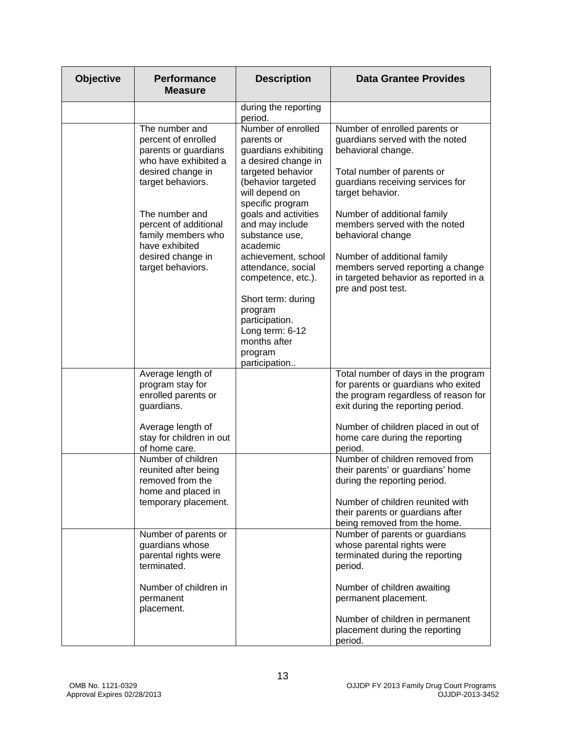| Objective | Performance Measure | Description | Data Grantee Provides |
|---|---|---|---|
| | | during the reporting period. | |
| | The number and percent of enrolled parents or guardians who have exhibited a desired change in target behaviors.<br><br>The number and percent of additional family members who have exhibited desired change in target behaviors. | Number of enrolled parents or guardians exhibiting a desired change in targeted behavior (behavior targeted will depend on specific program goals and activities and may include substance use, academic achievement, school attendance, social competence, etc.).<br><br>Short term: during program participation.<br>Long term: 6-12 months after program participation.. | Number of enrolled parents or guardians served with the noted behavioral change.<br><br>Total number of parents or guardians receiving services for target behavior.<br><br>Number of additional family members served with the noted behavioral change<br><br>Number of additional family members served reporting a change in targeted behavior as reported in a pre and post test. |
| | Average length of program stay for enrolled parents or guardians.<br><br>Average length of stay for children in out of home care. | | Total number of days in the program for parents or guardians who exited the program regardless of reason for exit during the reporting period.<br><br>Number of children placed in out of home care during the reporting period. |
| | Number of children reunited after being removed from the home and placed in temporary placement. | | Number of children removed from their parents' or guardians' home during the reporting period.<br><br>Number of children reunited with their parents or guardians after being removed from the home. |
| | Number of parents or guardians whose parental rights were terminated.<br><br>Number of children in permanent placement. | | Number of parents or guardians whose parental rights were terminated during the reporting period.<br><br>Number of children awaiting permanent placement.<br><br>Number of children in permanent placement during the reporting period. |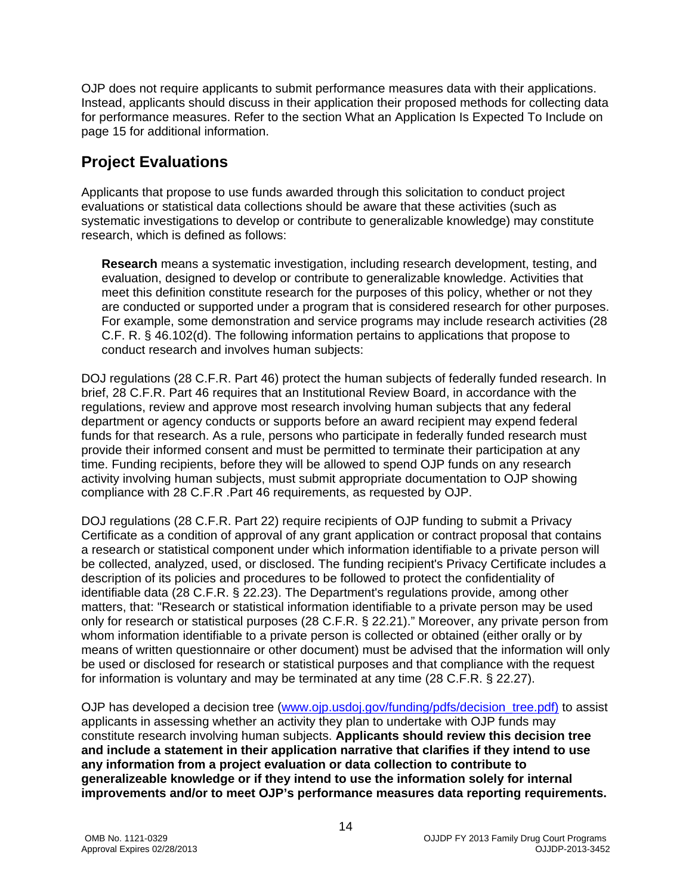OJP does not require applicants to submit performance measures data with their applications. Instead, applicants should discuss in their application their proposed methods for collecting data for performance measures. Refer to the section What an Application Is Expected To Include on page 15 for additional information.

## Project Evaluations

Applicants that propose to use funds awarded through this solicitation to conduct project evaluations or statistical data collections should be aware that these activities (such as systematic investigations to develop or contribute to generalizable knowledge) may constitute research, which is defined as follows:

> **Research** means a systematic investigation, including research development, testing, and evaluation, designed to develop or contribute to generalizable knowledge. Activities that meet this definition constitute research for the purposes of this policy, whether or not they are conducted or supported under a program that is considered research for other purposes. For example, some demonstration and service programs may include research activities (28 C.F. R. § 46.102(d). The following information pertains to applications that propose to conduct research and involves human subjects:

DOJ regulations (28 C.F.R. Part 46) protect the human subjects of federally funded research. In brief, 28 C.F.R. Part 46 requires that an Institutional Review Board, in accordance with the regulations, review and approve most research involving human subjects that any federal department or agency conducts or supports before an award recipient may expend federal funds for that research. As a rule, persons who participate in federally funded research must provide their informed consent and must be permitted to terminate their participation at any time. Funding recipients, before they will be allowed to spend OJP funds on any research activity involving human subjects, must submit appropriate documentation to OJP showing compliance with 28 C.F.R .Part 46 requirements, as requested by OJP.

DOJ regulations (28 C.F.R. Part 22) require recipients of OJP funding to submit a Privacy Certificate as a condition of approval of any grant application or contract proposal that contains a research or statistical component under which information identifiable to a private person will be collected, analyzed, used, or disclosed. The funding recipient's Privacy Certificate includes a description of its policies and procedures to be followed to protect the confidentiality of identifiable data (28 C.F.R. § 22.23). The Department's regulations provide, among other matters, that: "Research or statistical information identifiable to a private person may be used only for research or statistical purposes (28 C.F.R. § 22.21)." Moreover, any private person from whom information identifiable to a private person is collected or obtained (either orally or by means of written questionnaire or other document) must be advised that the information will only be used or disclosed for research or statistical purposes and that compliance with the request for information is voluntary and may be terminated at any time (28 C.F.R. § 22.27).

OJP has developed a decision tree (www.ojp.usdoj.gov/funding/pdfs/decision_tree.pdf) to assist applicants in assessing whether an activity they plan to undertake with OJP funds may constitute research involving human subjects. **Applicants should review this decision tree and include a statement in their application narrative that clarifies if they intend to use any information from a project evaluation or data collection to contribute to generalizeable knowledge or if they intend to use the information solely for internal improvements and/or to meet OJP's performance measures data reporting requirements.**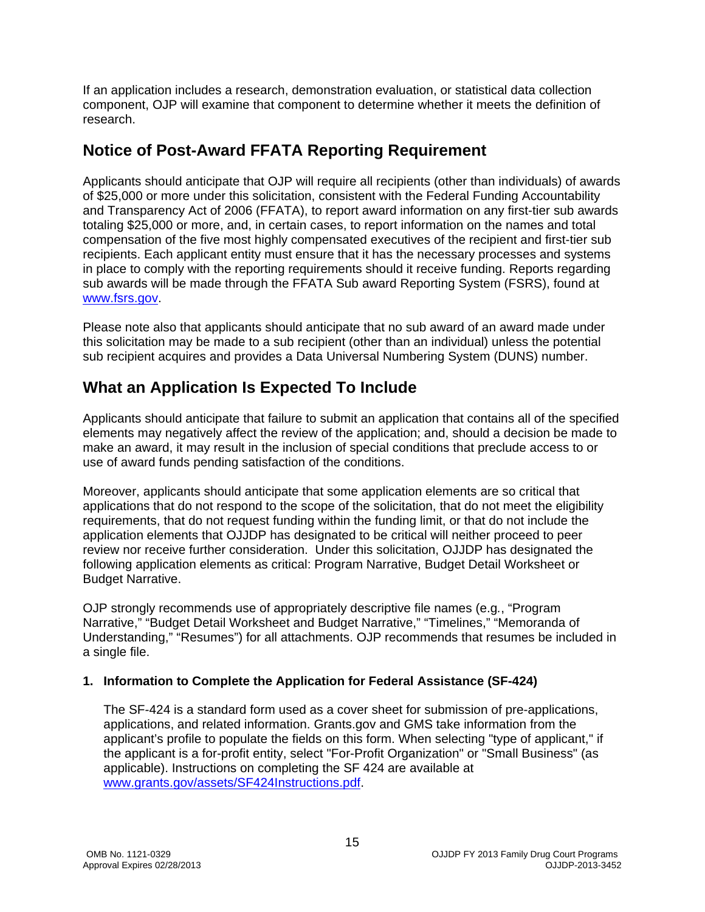If an application includes a research, demonstration evaluation, or statistical data collection component, OJP will examine that component to determine whether it meets the definition of research.

## Notice of Post-Award FFATA Reporting Requirement

Applicants should anticipate that OJP will require all recipients (other than individuals) of awards of $25,000 or more under this solicitation, consistent with the Federal Funding Accountability and Transparency Act of 2006 (FFATA), to report award information on any first-tier sub awards totaling $25,000 or more, and, in certain cases, to report information on the names and total compensation of the five most highly compensated executives of the recipient and first-tier sub recipients. Each applicant entity must ensure that it has the necessary processes and systems in place to comply with the reporting requirements should it receive funding. Reports regarding sub awards will be made through the FFATA Sub award Reporting System (FSRS), found at www.fsrs.gov.

Please note also that applicants should anticipate that no sub award of an award made under this solicitation may be made to a sub recipient (other than an individual) unless the potential sub recipient acquires and provides a Data Universal Numbering System (DUNS) number.

## What an Application Is Expected To Include

Applicants should anticipate that failure to submit an application that contains all of the specified elements may negatively affect the review of the application; and, should a decision be made to make an award, it may result in the inclusion of special conditions that preclude access to or use of award funds pending satisfaction of the conditions.

Moreover, applicants should anticipate that some application elements are so critical that applications that do not respond to the scope of the solicitation, that do not meet the eligibility requirements, that do not request funding within the funding limit, or that do not include the application elements that OJJDP has designated to be critical will neither proceed to peer review nor receive further consideration. Under this solicitation, OJJDP has designated the following application elements as critical: Program Narrative, Budget Detail Worksheet or Budget Narrative.

OJP strongly recommends use of appropriately descriptive file names (e.g., "Program Narrative," "Budget Detail Worksheet and Budget Narrative," "Timelines," "Memoranda of Understanding," "Resumes") for all attachments. OJP recommends that resumes be included in a single file.

**1. Information to Complete the Application for Federal Assistance (SF-424)**

The SF-424 is a standard form used as a cover sheet for submission of pre-applications, applications, and related information. Grants.gov and GMS take information from the applicant's profile to populate the fields on this form. When selecting "type of applicant," if the applicant is a for-profit entity, select "For-Profit Organization" or "Small Business" (as applicable). Instructions on completing the SF 424 are available at www.grants.gov/assets/SF424Instructions.pdf.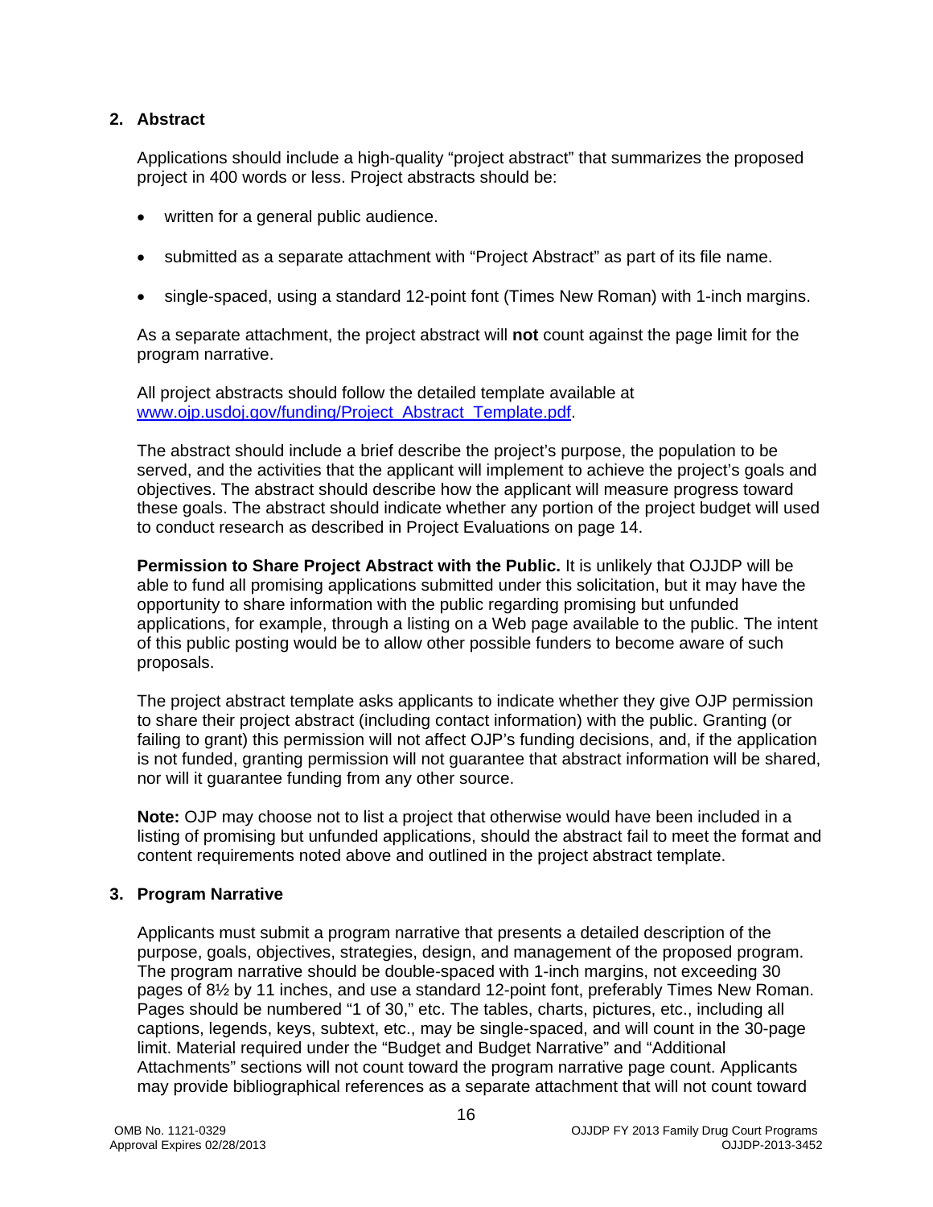## 2. Abstract

Applications should include a high-quality "project abstract" that summarizes the proposed project in 400 words or less. Project abstracts should be:

- written for a general public audience.
- submitted as a separate attachment with "Project Abstract" as part of its file name.
- single-spaced, using a standard 12-point font (Times New Roman) with 1-inch margins.

As a separate attachment, the project abstract will **not** count against the page limit for the program narrative.

All project abstracts should follow the detailed template available at [www.ojp.usdoj.gov/funding/Project_Abstract_Template.pdf](www.ojp.usdoj.gov/funding/Project_Abstract_Template.pdf).

The abstract should include a brief describe the project's purpose, the population to be served, and the activities that the applicant will implement to achieve the project's goals and objectives. The abstract should describe how the applicant will measure progress toward these goals. The abstract should indicate whether any portion of the project budget will used to conduct research as described in Project Evaluations on page 14.

**Permission to Share Project Abstract with the Public.** It is unlikely that OJJDP will be able to fund all promising applications submitted under this solicitation, but it may have the opportunity to share information with the public regarding promising but unfunded applications, for example, through a listing on a Web page available to the public. The intent of this public posting would be to allow other possible funders to become aware of such proposals.

The project abstract template asks applicants to indicate whether they give OJP permission to share their project abstract (including contact information) with the public. Granting (or failing to grant) this permission will not affect OJP's funding decisions, and, if the application is not funded, granting permission will not guarantee that abstract information will be shared, nor will it guarantee funding from any other source.

**Note:** OJP may choose not to list a project that otherwise would have been included in a listing of promising but unfunded applications, should the abstract fail to meet the format and content requirements noted above and outlined in the project abstract template.

## 3. Program Narrative

Applicants must submit a program narrative that presents a detailed description of the purpose, goals, objectives, strategies, design, and management of the proposed program. The program narrative should be double-spaced with 1-inch margins, not exceeding 30 pages of 8½ by 11 inches, and use a standard 12-point font, preferably Times New Roman. Pages should be numbered "1 of 30," etc. The tables, charts, pictures, etc., including all captions, legends, keys, subtext, etc., may be single-spaced, and will count in the 30-page limit. Material required under the "Budget and Budget Narrative" and "Additional Attachments" sections will not count toward the program narrative page count. Applicants may provide bibliographical references as a separate attachment that will not count toward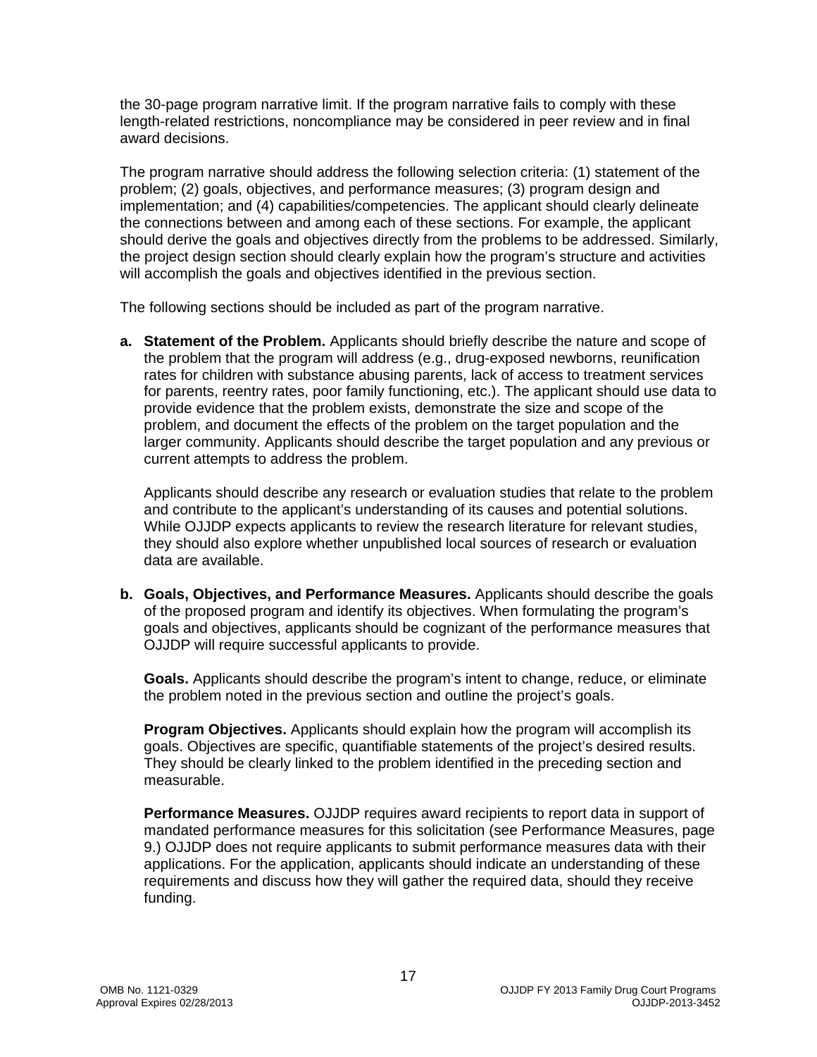the 30-page program narrative limit. If the program narrative fails to comply with these length-related restrictions, noncompliance may be considered in peer review and in final award decisions.

The program narrative should address the following selection criteria: (1) statement of the problem; (2) goals, objectives, and performance measures; (3) program design and implementation; and (4) capabilities/competencies. The applicant should clearly delineate the connections between and among each of these sections. For example, the applicant should derive the goals and objectives directly from the problems to be addressed. Similarly, the project design section should clearly explain how the program's structure and activities will accomplish the goals and objectives identified in the previous section.

The following sections should be included as part of the program narrative.

**a. Statement of the Problem.** Applicants should briefly describe the nature and scope of the problem that the program will address (e.g., drug-exposed newborns, reunification rates for children with substance abusing parents, lack of access to treatment services for parents, reentry rates, poor family functioning, etc.). The applicant should use data to provide evidence that the problem exists, demonstrate the size and scope of the problem, and document the effects of the problem on the target population and the larger community. Applicants should describe the target population and any previous or current attempts to address the problem.

Applicants should describe any research or evaluation studies that relate to the problem and contribute to the applicant's understanding of its causes and potential solutions. While OJJDP expects applicants to review the research literature for relevant studies, they should also explore whether unpublished local sources of research or evaluation data are available.

**b. Goals, Objectives, and Performance Measures.** Applicants should describe the goals of the proposed program and identify its objectives. When formulating the program's goals and objectives, applicants should be cognizant of the performance measures that OJJDP will require successful applicants to provide.

**Goals.** Applicants should describe the program's intent to change, reduce, or eliminate the problem noted in the previous section and outline the project's goals.

**Program Objectives.** Applicants should explain how the program will accomplish its goals. Objectives are specific, quantifiable statements of the project's desired results. They should be clearly linked to the problem identified in the preceding section and measurable.

**Performance Measures.** OJJDP requires award recipients to report data in support of mandated performance measures for this solicitation (see Performance Measures, page 9.) OJJDP does not require applicants to submit performance measures data with their applications. For the application, applicants should indicate an understanding of these requirements and discuss how they will gather the required data, should they receive funding.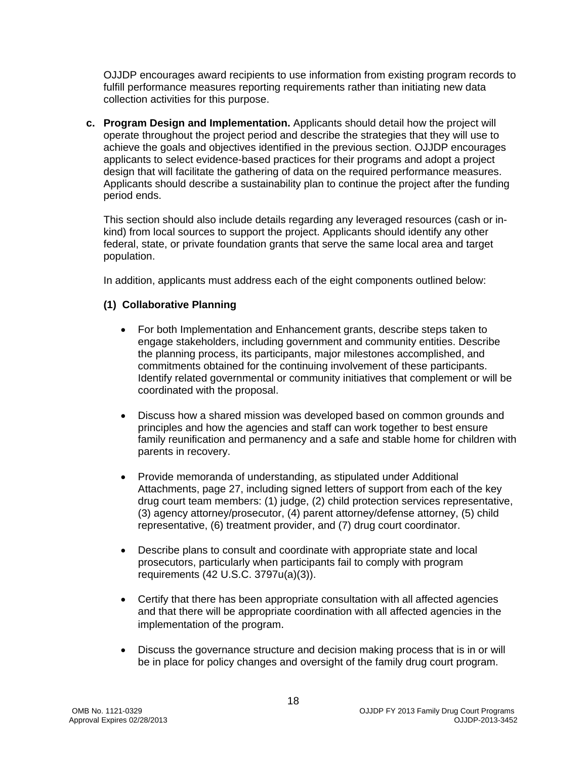OJJDP encourages award recipients to use information from existing program records to fulfill performance measures reporting requirements rather than initiating new data collection activities for this purpose.

**c. Program Design and Implementation.** Applicants should detail how the project will operate throughout the project period and describe the strategies that they will use to achieve the goals and objectives identified in the previous section. OJJDP encourages applicants to select evidence-based practices for their programs and adopt a project design that will facilitate the gathering of data on the required performance measures. Applicants should describe a sustainability plan to continue the project after the funding period ends.

This section should also include details regarding any leveraged resources (cash or in-kind) from local sources to support the project. Applicants should identify any other federal, state, or private foundation grants that serve the same local area and target population.

In addition, applicants must address each of the eight components outlined below:

**(1) Collaborative Planning**

- For both Implementation and Enhancement grants, describe steps taken to engage stakeholders, including government and community entities. Describe the planning process, its participants, major milestones accomplished, and commitments obtained for the continuing involvement of these participants. Identify related governmental or community initiatives that complement or will be coordinated with the proposal.

- Discuss how a shared mission was developed based on common grounds and principles and how the agencies and staff can work together to best ensure family reunification and permanency and a safe and stable home for children with parents in recovery.

- Provide memoranda of understanding, as stipulated under Additional Attachments, page 27, including signed letters of support from each of the key drug court team members: (1) judge, (2) child protection services representative, (3) agency attorney/prosecutor, (4) parent attorney/defense attorney, (5) child representative, (6) treatment provider, and (7) drug court coordinator.

- Describe plans to consult and coordinate with appropriate state and local prosecutors, particularly when participants fail to comply with program requirements (42 U.S.C. 3797u(a)(3)).

- Certify that there has been appropriate consultation with all affected agencies and that there will be appropriate coordination with all affected agencies in the implementation of the program.

- Discuss the governance structure and decision making process that is in or will be in place for policy changes and oversight of the family drug court program.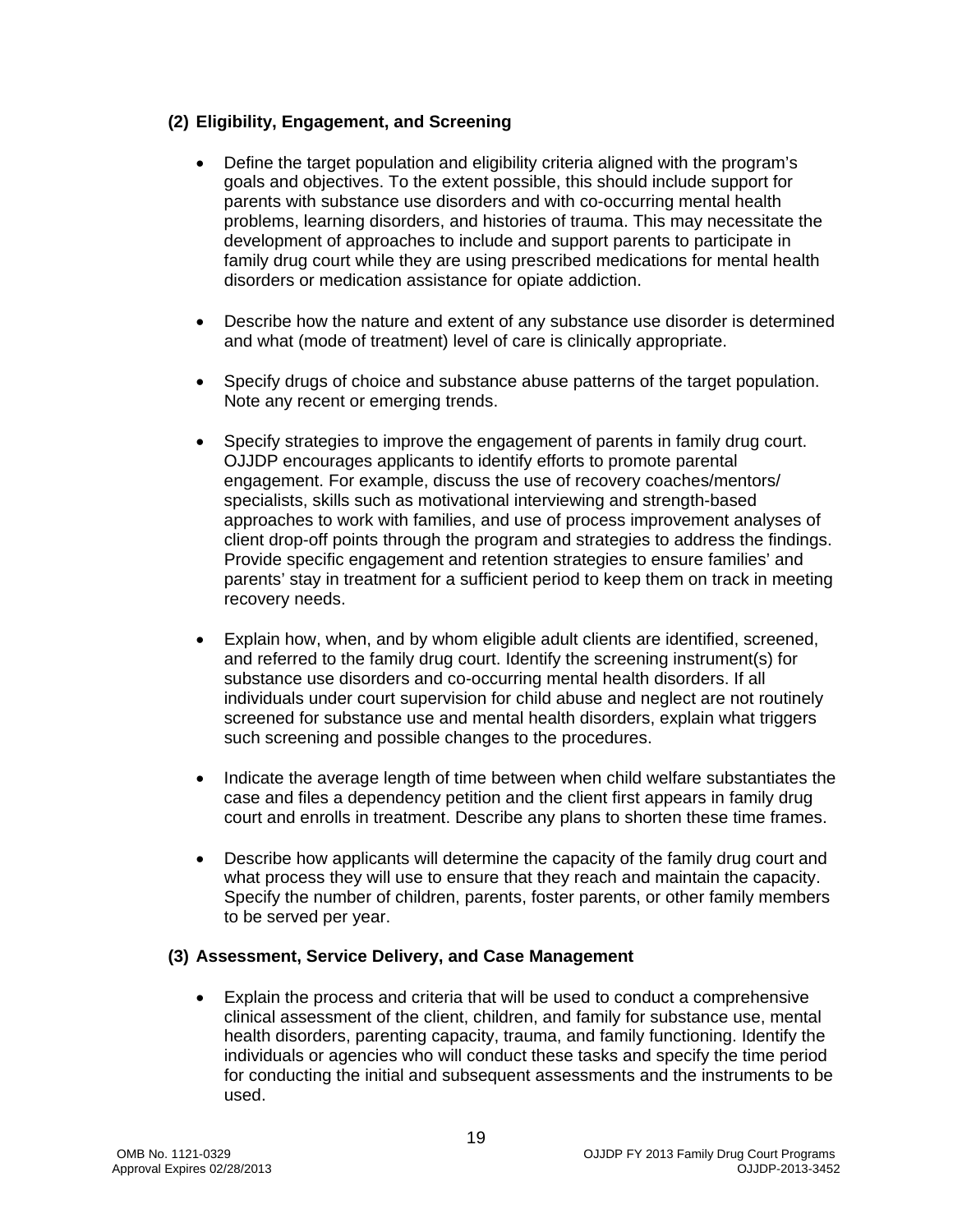**(2) Eligibility, Engagement, and Screening**

- Define the target population and eligibility criteria aligned with the program's goals and objectives. To the extent possible, this should include support for parents with substance use disorders and with co-occurring mental health problems, learning disorders, and histories of trauma. This may necessitate the development of approaches to include and support parents to participate in family drug court while they are using prescribed medications for mental health disorders or medication assistance for opiate addiction.

- Describe how the nature and extent of any substance use disorder is determined and what (mode of treatment) level of care is clinically appropriate.

- Specify drugs of choice and substance abuse patterns of the target population. Note any recent or emerging trends.

- Specify strategies to improve the engagement of parents in family drug court. OJJDP encourages applicants to identify efforts to promote parental engagement. For example, discuss the use of recovery coaches/mentors/ specialists, skills such as motivational interviewing and strength-based approaches to work with families, and use of process improvement analyses of client drop-off points through the program and strategies to address the findings. Provide specific engagement and retention strategies to ensure families' and parents' stay in treatment for a sufficient period to keep them on track in meeting recovery needs.

- Explain how, when, and by whom eligible adult clients are identified, screened, and referred to the family drug court. Identify the screening instrument(s) for substance use disorders and co-occurring mental health disorders. If all individuals under court supervision for child abuse and neglect are not routinely screened for substance use and mental health disorders, explain what triggers such screening and possible changes to the procedures.

- Indicate the average length of time between when child welfare substantiates the case and files a dependency petition and the client first appears in family drug court and enrolls in treatment. Describe any plans to shorten these time frames.

- Describe how applicants will determine the capacity of the family drug court and what process they will use to ensure that they reach and maintain the capacity. Specify the number of children, parents, foster parents, or other family members to be served per year.

**(3) Assessment, Service Delivery, and Case Management**

- Explain the process and criteria that will be used to conduct a comprehensive clinical assessment of the client, children, and family for substance use, mental health disorders, parenting capacity, trauma, and family functioning. Identify the individuals or agencies who will conduct these tasks and specify the time period for conducting the initial and subsequent assessments and the instruments to be used.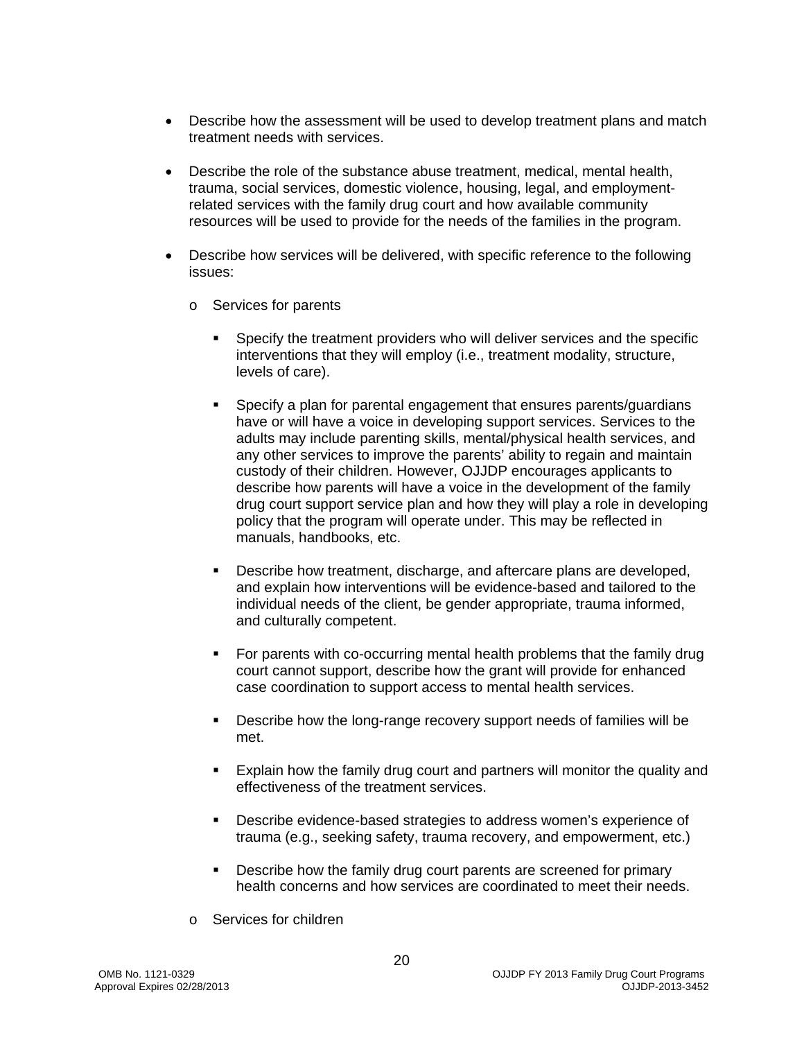- Describe how the assessment will be used to develop treatment plans and match treatment needs with services.

- Describe the role of the substance abuse treatment, medical, mental health, trauma, social services, domestic violence, housing, legal, and employment-related services with the family drug court and how available community resources will be used to provide for the needs of the families in the program.

- Describe how services will be delivered, with specific reference to the following issues:

  - Services for parents

    - Specify the treatment providers who will deliver services and the specific interventions that they will employ (i.e., treatment modality, structure, levels of care).

    - Specify a plan for parental engagement that ensures parents/guardians have or will have a voice in developing support services. Services to the adults may include parenting skills, mental/physical health services, and any other services to improve the parents' ability to regain and maintain custody of their children. However, OJJDP encourages applicants to describe how parents will have a voice in the development of the family drug court support service plan and how they will play a role in developing policy that the program will operate under. This may be reflected in manuals, handbooks, etc.

    - Describe how treatment, discharge, and aftercare plans are developed, and explain how interventions will be evidence-based and tailored to the individual needs of the client, be gender appropriate, trauma informed, and culturally competent.

    - For parents with co-occurring mental health problems that the family drug court cannot support, describe how the grant will provide for enhanced case coordination to support access to mental health services.

    - Describe how the long-range recovery support needs of families will be met.

    - Explain how the family drug court and partners will monitor the quality and effectiveness of the treatment services.

    - Describe evidence-based strategies to address women's experience of trauma (e.g., seeking safety, trauma recovery, and empowerment, etc.)

    - Describe how the family drug court parents are screened for primary health concerns and how services are coordinated to meet their needs.

  - Services for children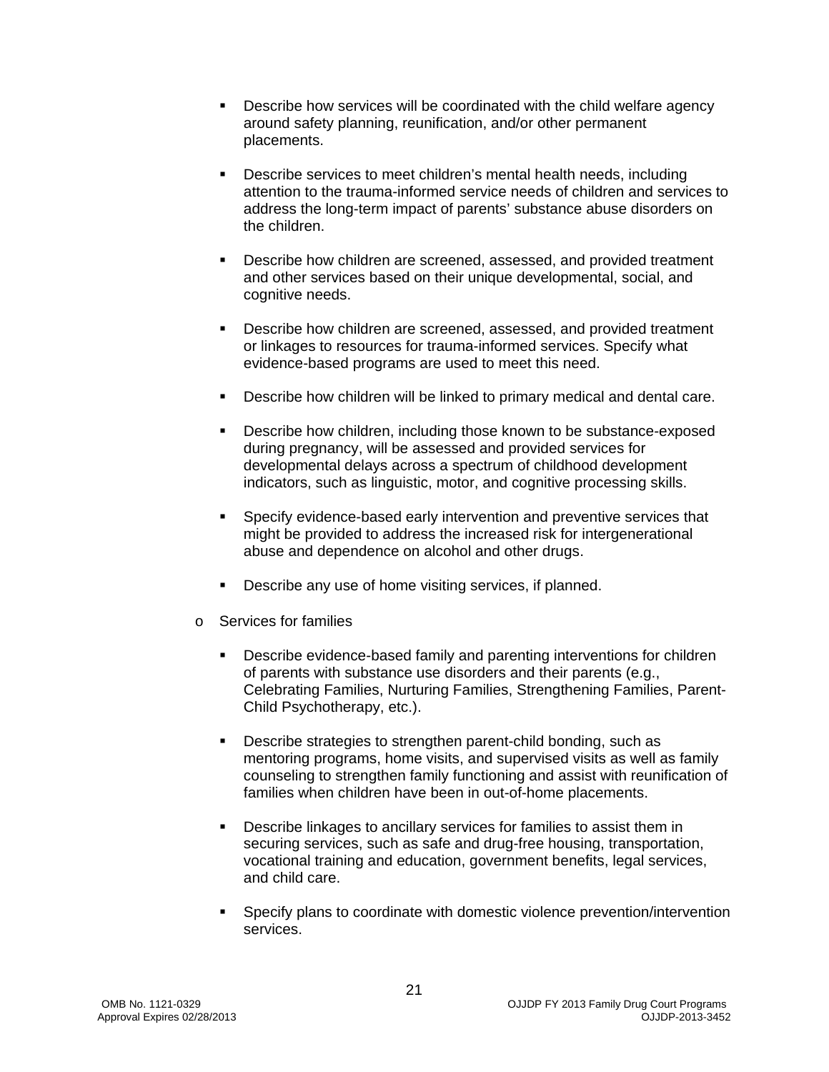- Describe how services will be coordinated with the child welfare agency around safety planning, reunification, and/or other permanent placements.

- Describe services to meet children's mental health needs, including attention to the trauma-informed service needs of children and services to address the long-term impact of parents' substance abuse disorders on the children.

- Describe how children are screened, assessed, and provided treatment and other services based on their unique developmental, social, and cognitive needs.

- Describe how children are screened, assessed, and provided treatment or linkages to resources for trauma-informed services. Specify what evidence-based programs are used to meet this need.

- Describe how children will be linked to primary medical and dental care.

- Describe how children, including those known to be substance-exposed during pregnancy, will be assessed and provided services for developmental delays across a spectrum of childhood development indicators, such as linguistic, motor, and cognitive processing skills.

- Specify evidence-based early intervention and preventive services that might be provided to address the increased risk for intergenerational abuse and dependence on alcohol and other drugs.

- Describe any use of home visiting services, if planned.

- Services for families

  - Describe evidence-based family and parenting interventions for children of parents with substance use disorders and their parents (e.g., Celebrating Families, Nurturing Families, Strengthening Families, Parent-Child Psychotherapy, etc.).

  - Describe strategies to strengthen parent-child bonding, such as mentoring programs, home visits, and supervised visits as well as family counseling to strengthen family functioning and assist with reunification of families when children have been in out-of-home placements.

  - Describe linkages to ancillary services for families to assist them in securing services, such as safe and drug-free housing, transportation, vocational training and education, government benefits, legal services, and child care.

  - Specify plans to coordinate with domestic violence prevention/intervention services.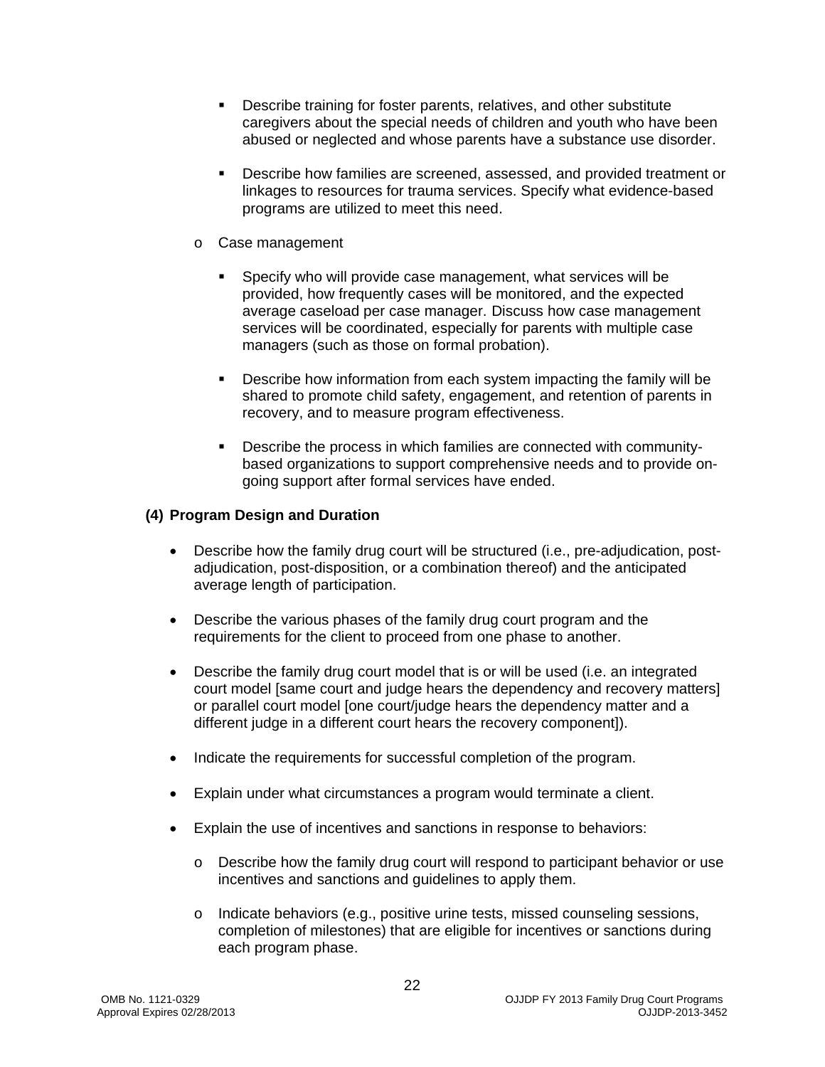- Describe training for foster parents, relatives, and other substitute caregivers about the special needs of children and youth who have been abused or neglected and whose parents have a substance use disorder.

    - Describe how families are screened, assessed, and provided treatment or linkages to resources for trauma services. Specify what evidence-based programs are utilized to meet this need.

  - Case management

    - Specify who will provide case management, what services will be provided, how frequently cases will be monitored, and the expected average caseload per case manager. Discuss how case management services will be coordinated, especially for parents with multiple case managers (such as those on formal probation).

    - Describe how information from each system impacting the family will be shared to promote child safety, engagement, and retention of parents in recovery, and to measure program effectiveness.

    - Describe the process in which families are connected with community-based organizations to support comprehensive needs and to provide on-going support after formal services have ended.

**(4) Program Design and Duration**

- Describe how the family drug court will be structured (i.e., pre-adjudication, post-adjudication, post-disposition, or a combination thereof) and the anticipated average length of participation.

- Describe the various phases of the family drug court program and the requirements for the client to proceed from one phase to another.

- Describe the family drug court model that is or will be used (i.e. an integrated court model [same court and judge hears the dependency and recovery matters] or parallel court model [one court/judge hears the dependency matter and a different judge in a different court hears the recovery component]).

- Indicate the requirements for successful completion of the program.

- Explain under what circumstances a program would terminate a client.

- Explain the use of incentives and sanctions in response to behaviors:

  - Describe how the family drug court will respond to participant behavior or use incentives and sanctions and guidelines to apply them.

  - Indicate behaviors (e.g., positive urine tests, missed counseling sessions, completion of milestones) that are eligible for incentives or sanctions during each program phase.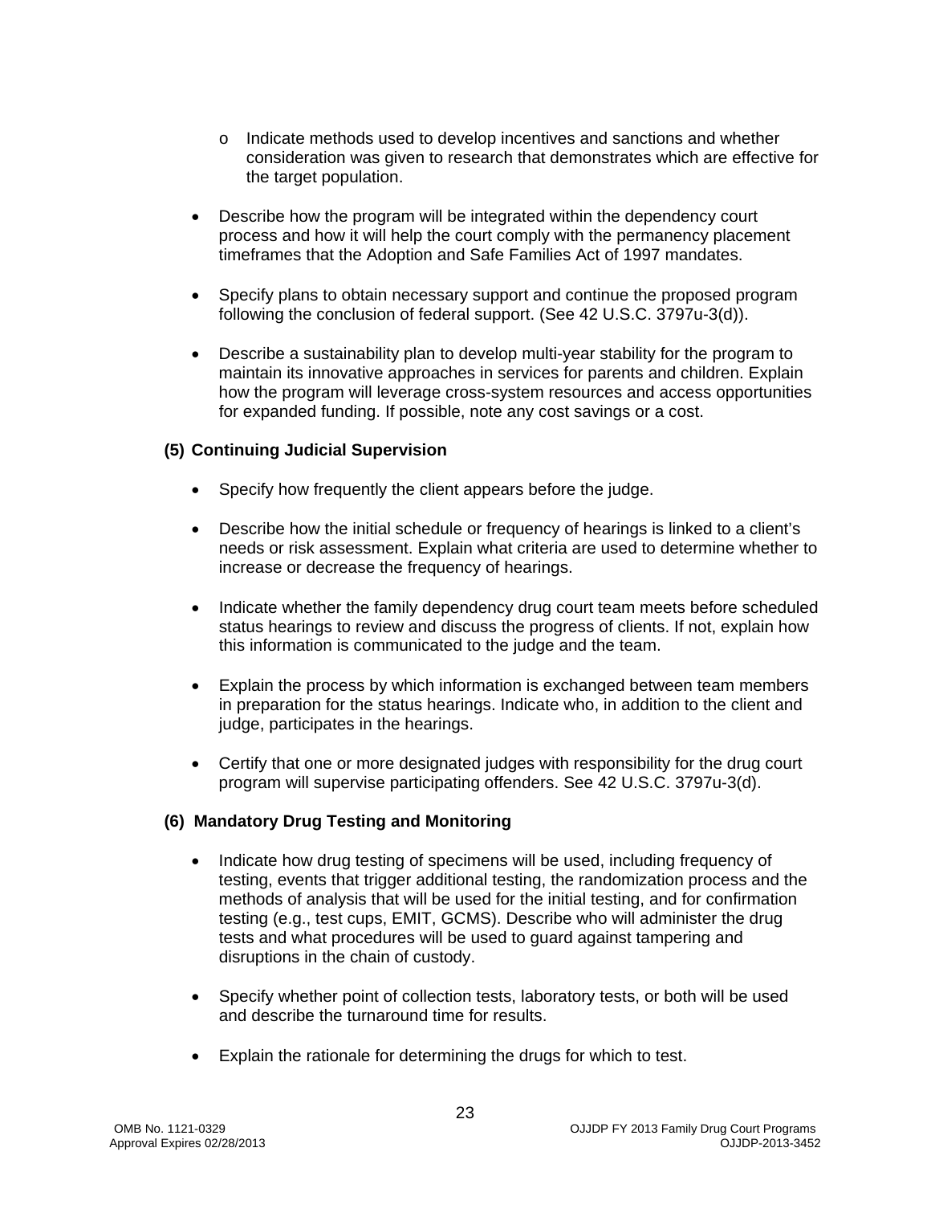- Indicate methods used to develop incentives and sanctions and whether consideration was given to research that demonstrates which are effective for the target population.

- Describe how the program will be integrated within the dependency court process and how it will help the court comply with the permanency placement timeframes that the Adoption and Safe Families Act of 1997 mandates.

- Specify plans to obtain necessary support and continue the proposed program following the conclusion of federal support. (See 42 U.S.C. 3797u-3(d)).

- Describe a sustainability plan to develop multi-year stability for the program to maintain its innovative approaches in services for parents and children. Explain how the program will leverage cross-system resources and access opportunities for expanded funding. If possible, note any cost savings or a cost.

**(5) Continuing Judicial Supervision**

- Specify how frequently the client appears before the judge.

- Describe how the initial schedule or frequency of hearings is linked to a client's needs or risk assessment. Explain what criteria are used to determine whether to increase or decrease the frequency of hearings.

- Indicate whether the family dependency drug court team meets before scheduled status hearings to review and discuss the progress of clients. If not, explain how this information is communicated to the judge and the team.

- Explain the process by which information is exchanged between team members in preparation for the status hearings. Indicate who, in addition to the client and judge, participates in the hearings.

- Certify that one or more designated judges with responsibility for the drug court program will supervise participating offenders. See 42 U.S.C. 3797u-3(d).

**(6) Mandatory Drug Testing and Monitoring**

- Indicate how drug testing of specimens will be used, including frequency of testing, events that trigger additional testing, the randomization process and the methods of analysis that will be used for the initial testing, and for confirmation testing (e.g., test cups, EMIT, GCMS). Describe who will administer the drug tests and what procedures will be used to guard against tampering and disruptions in the chain of custody.

- Specify whether point of collection tests, laboratory tests, or both will be used and describe the turnaround time for results.

- Explain the rationale for determining the drugs for which to test.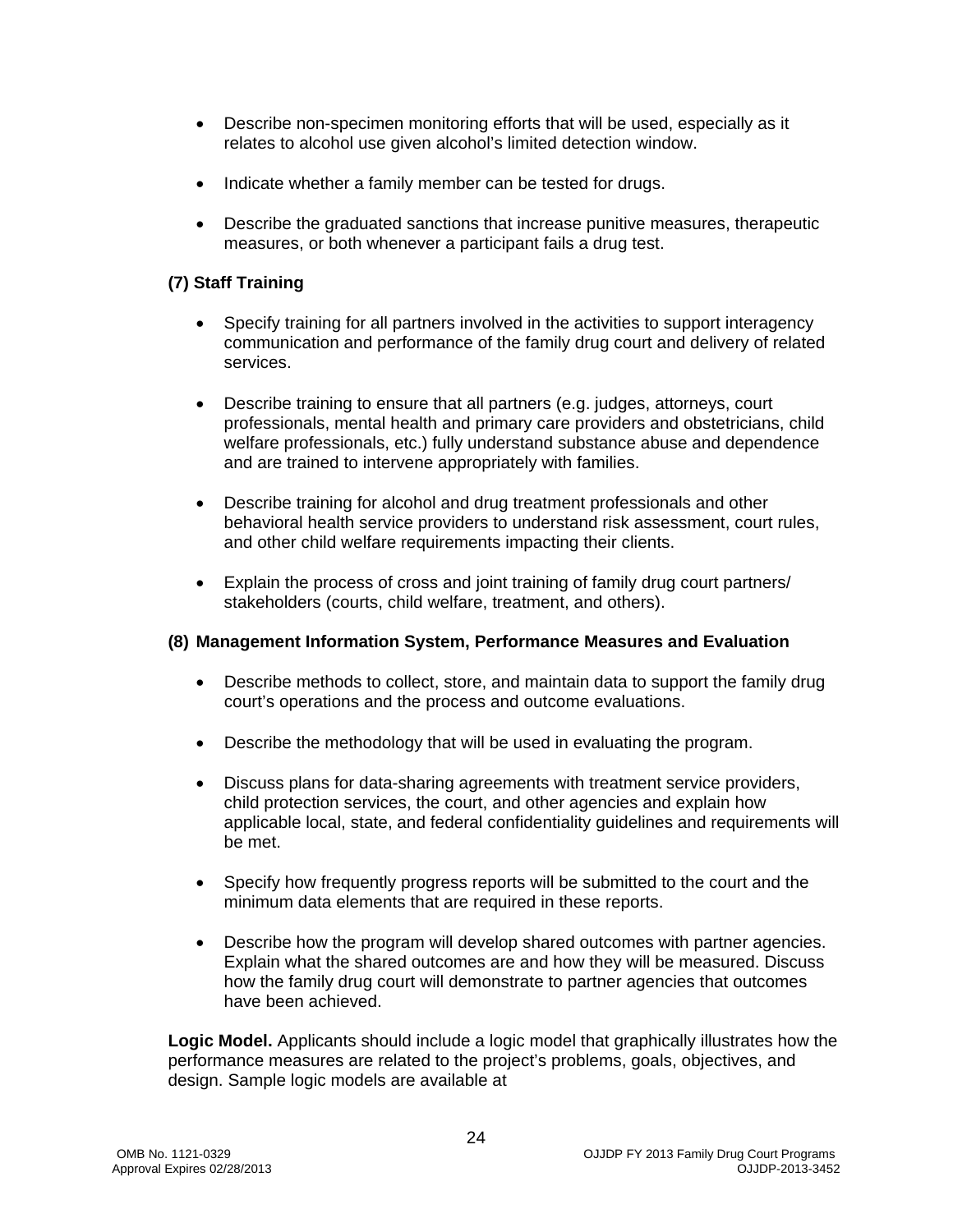- Describe non-specimen monitoring efforts that will be used, especially as it relates to alcohol use given alcohol's limited detection window.
- Indicate whether a family member can be tested for drugs.
- Describe the graduated sanctions that increase punitive measures, therapeutic measures, or both whenever a participant fails a drug test.

**(7) Staff Training**

- Specify training for all partners involved in the activities to support interagency communication and performance of the family drug court and delivery of related services.
- Describe training to ensure that all partners (e.g. judges, attorneys, court professionals, mental health and primary care providers and obstetricians, child welfare professionals, etc.) fully understand substance abuse and dependence and are trained to intervene appropriately with families.
- Describe training for alcohol and drug treatment professionals and other behavioral health service providers to understand risk assessment, court rules, and other child welfare requirements impacting their clients.
- Explain the process of cross and joint training of family drug court partners/ stakeholders (courts, child welfare, treatment, and others).

**(8) Management Information System, Performance Measures and Evaluation**

- Describe methods to collect, store, and maintain data to support the family drug court's operations and the process and outcome evaluations.
- Describe the methodology that will be used in evaluating the program.
- Discuss plans for data-sharing agreements with treatment service providers, child protection services, the court, and other agencies and explain how applicable local, state, and federal confidentiality guidelines and requirements will be met.
- Specify how frequently progress reports will be submitted to the court and the minimum data elements that are required in these reports.
- Describe how the program will develop shared outcomes with partner agencies. Explain what the shared outcomes are and how they will be measured. Discuss how the family drug court will demonstrate to partner agencies that outcomes have been achieved.

**Logic Model.** Applicants should include a logic model that graphically illustrates how the performance measures are related to the project's problems, goals, objectives, and design. Sample logic models are available at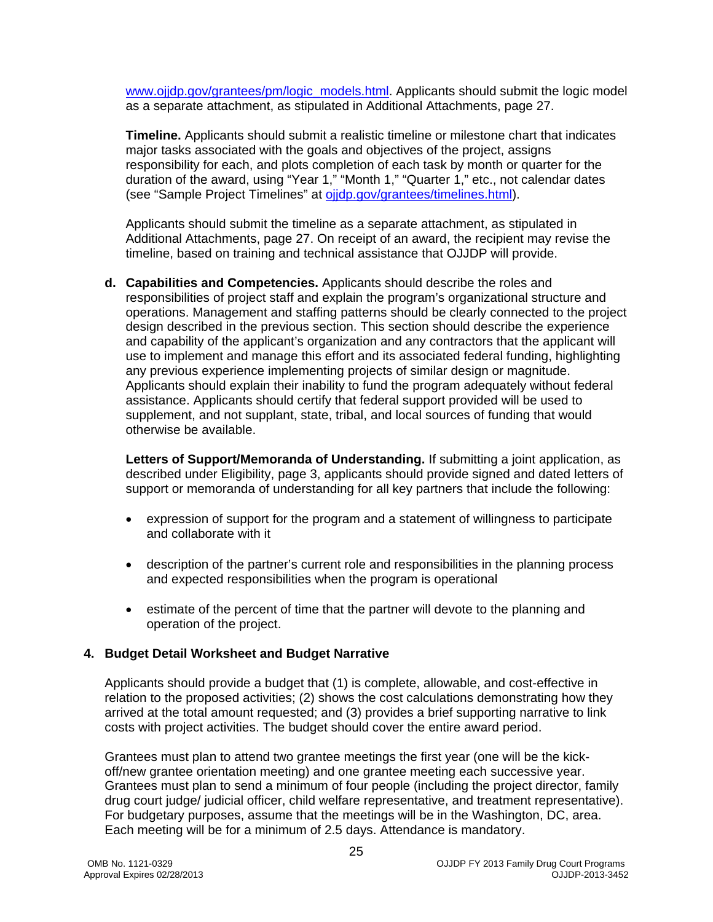www.ojjdp.gov/grantees/pm/logic_models.html. Applicants should submit the logic model as a separate attachment, as stipulated in Additional Attachments, page 27.

**Timeline.** Applicants should submit a realistic timeline or milestone chart that indicates major tasks associated with the goals and objectives of the project, assigns responsibility for each, and plots completion of each task by month or quarter for the duration of the award, using "Year 1," "Month 1," "Quarter 1," etc., not calendar dates (see "Sample Project Timelines" at ojjdp.gov/grantees/timelines.html).

Applicants should submit the timeline as a separate attachment, as stipulated in Additional Attachments, page 27. On receipt of an award, the recipient may revise the timeline, based on training and technical assistance that OJJDP will provide.

**d. Capabilities and Competencies.** Applicants should describe the roles and responsibilities of project staff and explain the program's organizational structure and operations. Management and staffing patterns should be clearly connected to the project design described in the previous section. This section should describe the experience and capability of the applicant's organization and any contractors that the applicant will use to implement and manage this effort and its associated federal funding, highlighting any previous experience implementing projects of similar design or magnitude. Applicants should explain their inability to fund the program adequately without federal assistance. Applicants should certify that federal support provided will be used to supplement, and not supplant, state, tribal, and local sources of funding that would otherwise be available.

**Letters of Support/Memoranda of Understanding.** If submitting a joint application, as described under Eligibility, page 3, applicants should provide signed and dated letters of support or memoranda of understanding for all key partners that include the following:

- expression of support for the program and a statement of willingness to participate and collaborate with it
- description of the partner's current role and responsibilities in the planning process and expected responsibilities when the program is operational
- estimate of the percent of time that the partner will devote to the planning and operation of the project.

### 4. Budget Detail Worksheet and Budget Narrative

Applicants should provide a budget that (1) is complete, allowable, and cost-effective in relation to the proposed activities; (2) shows the cost calculations demonstrating how they arrived at the total amount requested; and (3) provides a brief supporting narrative to link costs with project activities. The budget should cover the entire award period.

Grantees must plan to attend two grantee meetings the first year (one will be the kick-off/new grantee orientation meeting) and one grantee meeting each successive year. Grantees must plan to send a minimum of four people (including the project director, family drug court judge/ judicial officer, child welfare representative, and treatment representative). For budgetary purposes, assume that the meetings will be in the Washington, DC, area. Each meeting will be for a minimum of 2.5 days. Attendance is mandatory.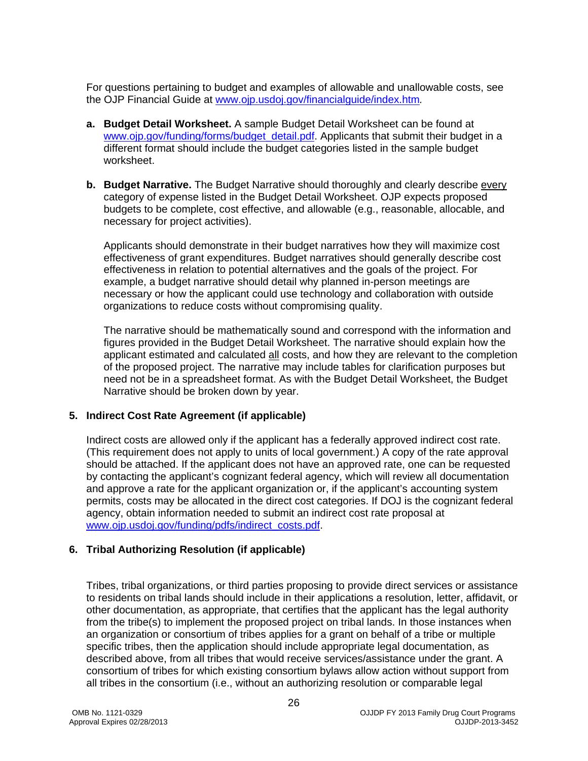For questions pertaining to budget and examples of allowable and unallowable costs, see the OJP Financial Guide at [www.ojp.usdoj.gov/financialguide/index.htm](www.ojp.usdoj.gov/financialguide/index.htm).

**a. Budget Detail Worksheet.** A sample Budget Detail Worksheet can be found at [www.ojp.gov/funding/forms/budget_detail.pdf](www.ojp.gov/funding/forms/budget_detail.pdf). Applicants that submit their budget in a different format should include the budget categories listed in the sample budget worksheet.

**b. Budget Narrative.** The Budget Narrative should thoroughly and clearly describe <u>every</u> category of expense listed in the Budget Detail Worksheet. OJP expects proposed budgets to be complete, cost effective, and allowable (e.g., reasonable, allocable, and necessary for project activities).

Applicants should demonstrate in their budget narratives how they will maximize cost effectiveness of grant expenditures. Budget narratives should generally describe cost effectiveness in relation to potential alternatives and the goals of the project. For example, a budget narrative should detail why planned in-person meetings are necessary or how the applicant could use technology and collaboration with outside organizations to reduce costs without compromising quality.

The narrative should be mathematically sound and correspond with the information and figures provided in the Budget Detail Worksheet. The narrative should explain how the applicant estimated and calculated <u>all</u> costs, and how they are relevant to the completion of the proposed project. The narrative may include tables for clarification purposes but need not be in a spreadsheet format. As with the Budget Detail Worksheet, the Budget Narrative should be broken down by year.

## 5. Indirect Cost Rate Agreement (if applicable)

Indirect costs are allowed only if the applicant has a federally approved indirect cost rate. (This requirement does not apply to units of local government.) A copy of the rate approval should be attached. If the applicant does not have an approved rate, one can be requested by contacting the applicant's cognizant federal agency, which will review all documentation and approve a rate for the applicant organization or, if the applicant's accounting system permits, costs may be allocated in the direct cost categories. If DOJ is the cognizant federal agency, obtain information needed to submit an indirect cost rate proposal at [www.ojp.usdoj.gov/funding/pdfs/indirect_costs.pdf](www.ojp.usdoj.gov/funding/pdfs/indirect_costs.pdf).

## 6. Tribal Authorizing Resolution (if applicable)

Tribes, tribal organizations, or third parties proposing to provide direct services or assistance to residents on tribal lands should include in their applications a resolution, letter, affidavit, or other documentation, as appropriate, that certifies that the applicant has the legal authority from the tribe(s) to implement the proposed project on tribal lands. In those instances when an organization or consortium of tribes applies for a grant on behalf of a tribe or multiple specific tribes, then the application should include appropriate legal documentation, as described above, from all tribes that would receive services/assistance under the grant. A consortium of tribes for which existing consortium bylaws allow action without support from all tribes in the consortium (i.e., without an authorizing resolution or comparable legal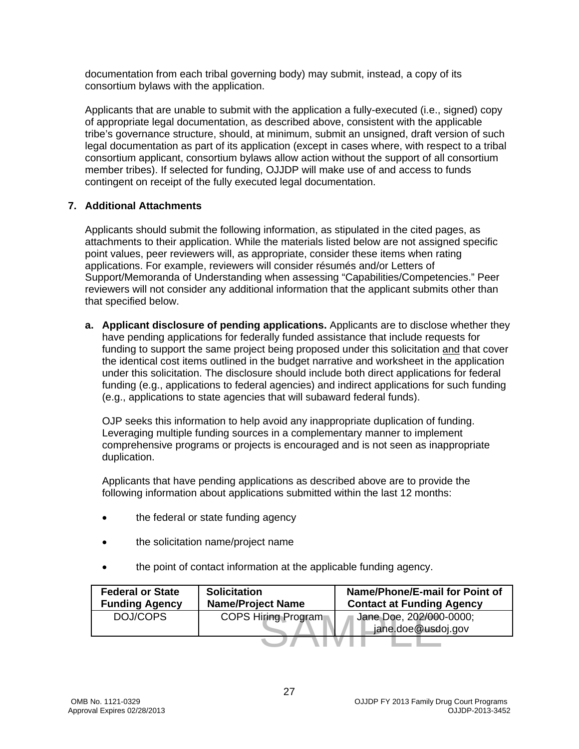documentation from each tribal governing body) may submit, instead, a copy of its consortium bylaws with the application.

Applicants that are unable to submit with the application a fully-executed (i.e., signed) copy of appropriate legal documentation, as described above, consistent with the applicable tribe's governance structure, should, at minimum, submit an unsigned, draft version of such legal documentation as part of its application (except in cases where, with respect to a tribal consortium applicant, consortium bylaws allow action without the support of all consortium member tribes). If selected for funding, OJJDP will make use of and access to funds contingent on receipt of the fully executed legal documentation.

### 7. Additional Attachments

Applicants should submit the following information, as stipulated in the cited pages, as attachments to their application. While the materials listed below are not assigned specific point values, peer reviewers will, as appropriate, consider these items when rating applications. For example, reviewers will consider résumés and/or Letters of Support/Memoranda of Understanding when assessing "Capabilities/Competencies." Peer reviewers will not consider any additional information that the applicant submits other than that specified below.

**a. Applicant disclosure of pending applications.** Applicants are to disclose whether they have pending applications for federally funded assistance that include requests for funding to support the same project being proposed under this solicitation and that cover the identical cost items outlined in the budget narrative and worksheet in the application under this solicitation. The disclosure should include both direct applications for federal funding (e.g., applications to federal agencies) and indirect applications for such funding (e.g., applications to state agencies that will subaward federal funds).

OJP seeks this information to help avoid any inappropriate duplication of funding. Leveraging multiple funding sources in a complementary manner to implement comprehensive programs or projects is encouraged and is not seen as inappropriate duplication.

Applicants that have pending applications as described above are to provide the following information about applications submitted within the last 12 months:

- the federal or state funding agency
- the solicitation name/project name
- the point of contact information at the applicable funding agency.

| Federal or State Funding Agency | Solicitation Name/Project Name | Name/Phone/E-mail for Point of Contact at Funding Agency |
|---|---|---|
| DOJ/COPS | COPS Hiring Program | Jane Doe, 202/000-0000; jane.doe@usdoj.gov |

SAMPLE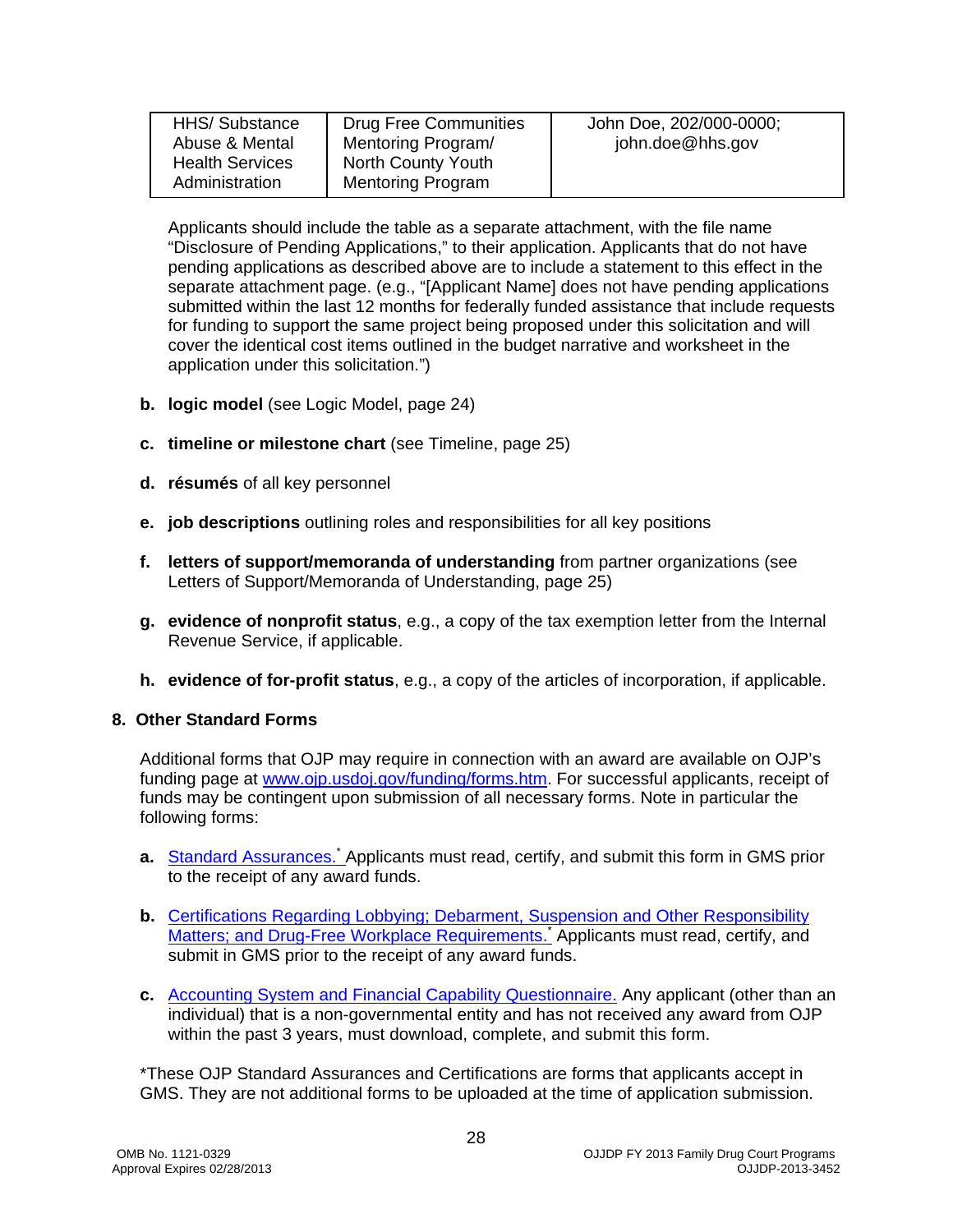| HHS/ Substance Abuse & Mental Health Services Administration | Drug Free Communities Mentoring Program/ North County Youth Mentoring Program | John Doe, 202/000-0000; john.doe@hhs.gov |
|---|---|---|

Applicants should include the table as a separate attachment, with the file name "Disclosure of Pending Applications," to their application. Applicants that do not have pending applications as described above are to include a statement to this effect in the separate attachment page. (e.g., "[Applicant Name] does not have pending applications submitted within the last 12 months for federally funded assistance that include requests for funding to support the same project being proposed under this solicitation and will cover the identical cost items outlined in the budget narrative and worksheet in the application under this solicitation.")

**b.** **logic model** (see Logic Model, page 24)

**c.** **timeline or milestone chart** (see Timeline, page 25)

**d.** **résumés** of all key personnel

**e.** **job descriptions** outlining roles and responsibilities for all key positions

**f.** **letters of support/memoranda of understanding** from partner organizations (see Letters of Support/Memoranda of Understanding, page 25)

**g.** **evidence of nonprofit status**, e.g., a copy of the tax exemption letter from the Internal Revenue Service, if applicable.

**h.** **evidence of for-profit status**, e.g., a copy of the articles of incorporation, if applicable.

### 8. Other Standard Forms

Additional forms that OJP may require in connection with an award are available on OJP's funding page at www.ojp.usdoj.gov/funding/forms.htm. For successful applicants, receipt of funds may be contingent upon submission of all necessary forms. Note in particular the following forms:

**a.** Standard Assurances.* Applicants must read, certify, and submit this form in GMS prior to the receipt of any award funds.

**b.** Certifications Regarding Lobbying; Debarment, Suspension and Other Responsibility Matters; and Drug-Free Workplace Requirements.* Applicants must read, certify, and submit in GMS prior to the receipt of any award funds.

**c.** Accounting System and Financial Capability Questionnaire. Any applicant (other than an individual) that is a non-governmental entity and has not received any award from OJP within the past 3 years, must download, complete, and submit this form.

*These OJP Standard Assurances and Certifications are forms that applicants accept in GMS. They are not additional forms to be uploaded at the time of application submission.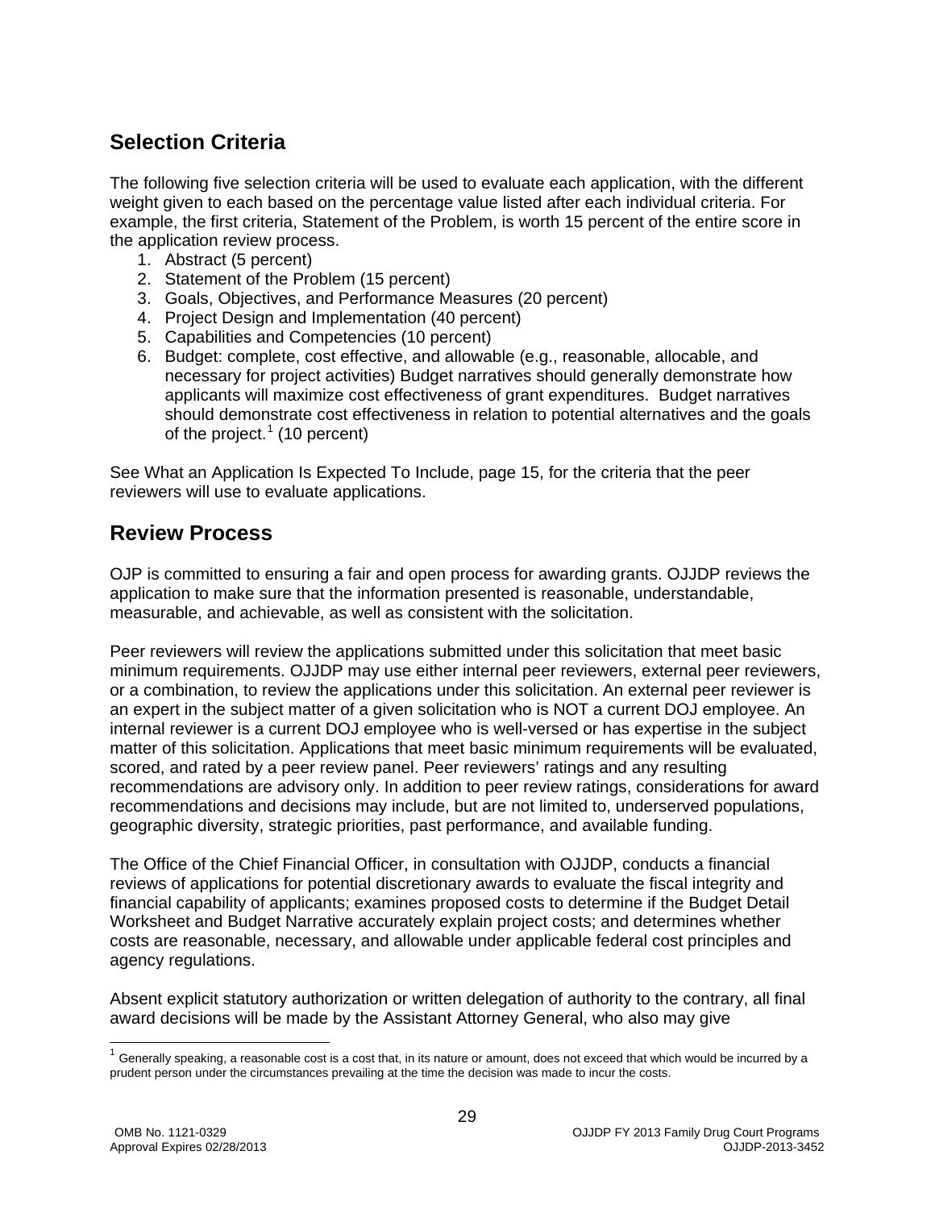## Selection Criteria

The following five selection criteria will be used to evaluate each application, with the different weight given to each based on the percentage value listed after each individual criteria. For example, the first criteria, Statement of the Problem, is worth 15 percent of the entire score in the application review process.

1. Abstract (5 percent)
2. Statement of the Problem (15 percent)
3. Goals, Objectives, and Performance Measures (20 percent)
4. Project Design and Implementation (40 percent)
5. Capabilities and Competencies (10 percent)
6. Budget: complete, cost effective, and allowable (e.g., reasonable, allocable, and necessary for project activities) Budget narratives should generally demonstrate how applicants will maximize cost effectiveness of grant expenditures. Budget narratives should demonstrate cost effectiveness in relation to potential alternatives and the goals of the project.[1] (10 percent)

See What an Application Is Expected To Include, page 15, for the criteria that the peer reviewers will use to evaluate applications.

## Review Process

OJP is committed to ensuring a fair and open process for awarding grants. OJJDP reviews the application to make sure that the information presented is reasonable, understandable, measurable, and achievable, as well as consistent with the solicitation.

Peer reviewers will review the applications submitted under this solicitation that meet basic minimum requirements. OJJDP may use either internal peer reviewers, external peer reviewers, or a combination, to review the applications under this solicitation. An external peer reviewer is an expert in the subject matter of a given solicitation who is NOT a current DOJ employee. An internal reviewer is a current DOJ employee who is well-versed or has expertise in the subject matter of this solicitation. Applications that meet basic minimum requirements will be evaluated, scored, and rated by a peer review panel. Peer reviewers' ratings and any resulting recommendations are advisory only. In addition to peer review ratings, considerations for award recommendations and decisions may include, but are not limited to, underserved populations, geographic diversity, strategic priorities, past performance, and available funding.

The Office of the Chief Financial Officer, in consultation with OJJDP, conducts a financial reviews of applications for potential discretionary awards to evaluate the fiscal integrity and financial capability of applicants; examines proposed costs to determine if the Budget Detail Worksheet and Budget Narrative accurately explain project costs; and determines whether costs are reasonable, necessary, and allowable under applicable federal cost principles and agency regulations.

Absent explicit statutory authorization or written delegation of authority to the contrary, all final award decisions will be made by the Assistant Attorney General, who also may give

[1] Generally speaking, a reasonable cost is a cost that, in its nature or amount, does not exceed that which would be incurred by a prudent person under the circumstances prevailing at the time the decision was made to incur the costs.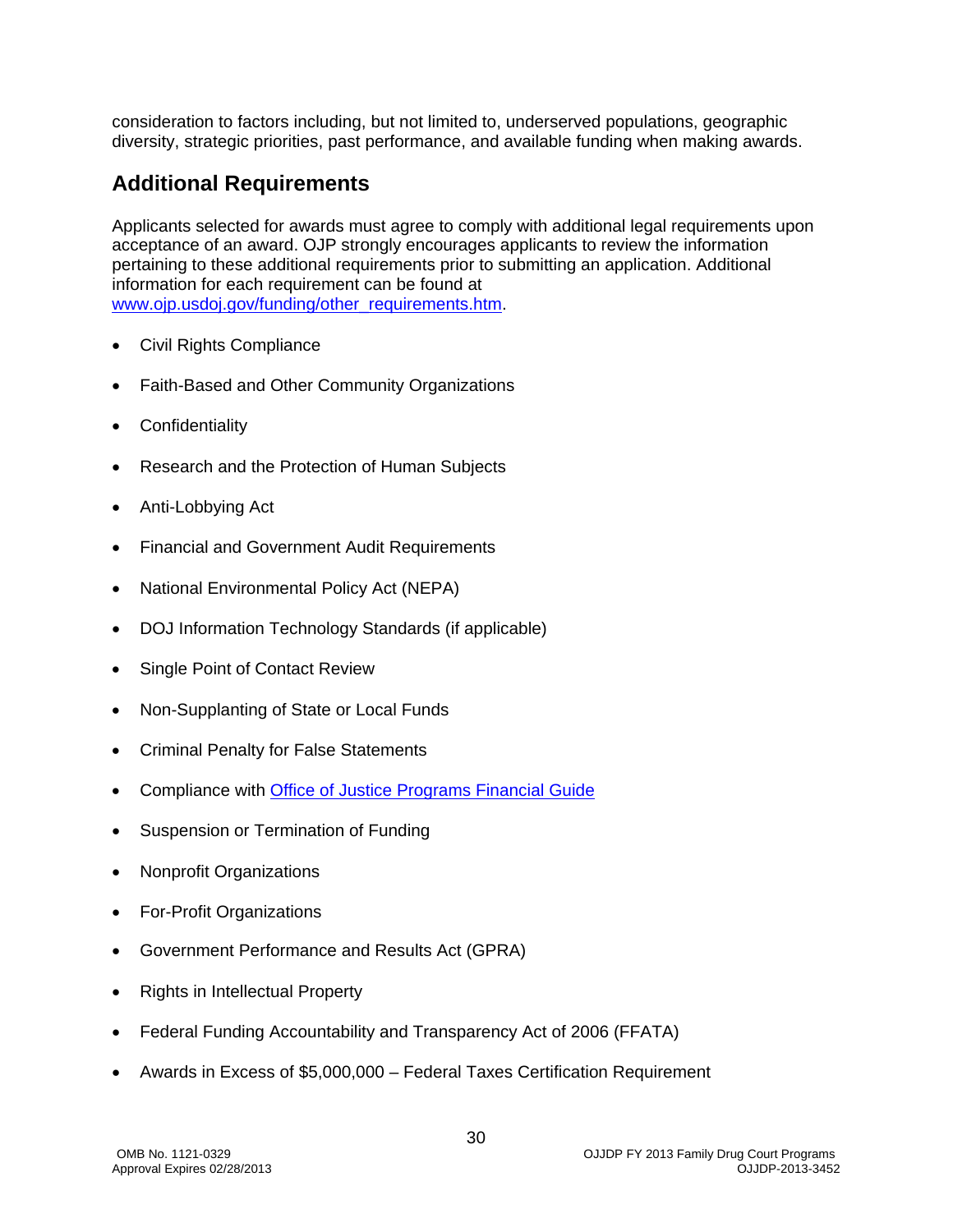consideration to factors including, but not limited to, underserved populations, geographic diversity, strategic priorities, past performance, and available funding when making awards.

## Additional Requirements

Applicants selected for awards must agree to comply with additional legal requirements upon acceptance of an award. OJP strongly encourages applicants to review the information pertaining to these additional requirements prior to submitting an application. Additional information for each requirement can be found at [www.ojp.usdoj.gov/funding/other_requirements.htm](www.ojp.usdoj.gov/funding/other_requirements.htm).

- Civil Rights Compliance
- Faith-Based and Other Community Organizations
- Confidentiality
- Research and the Protection of Human Subjects
- Anti-Lobbying Act
- Financial and Government Audit Requirements
- National Environmental Policy Act (NEPA)
- DOJ Information Technology Standards (if applicable)
- Single Point of Contact Review
- Non-Supplanting of State or Local Funds
- Criminal Penalty for False Statements
- Compliance with Office of Justice Programs Financial Guide
- Suspension or Termination of Funding
- Nonprofit Organizations
- For-Profit Organizations
- Government Performance and Results Act (GPRA)
- Rights in Intellectual Property
- Federal Funding Accountability and Transparency Act of 2006 (FFATA)
- Awards in Excess of $5,000,000 – Federal Taxes Certification Requirement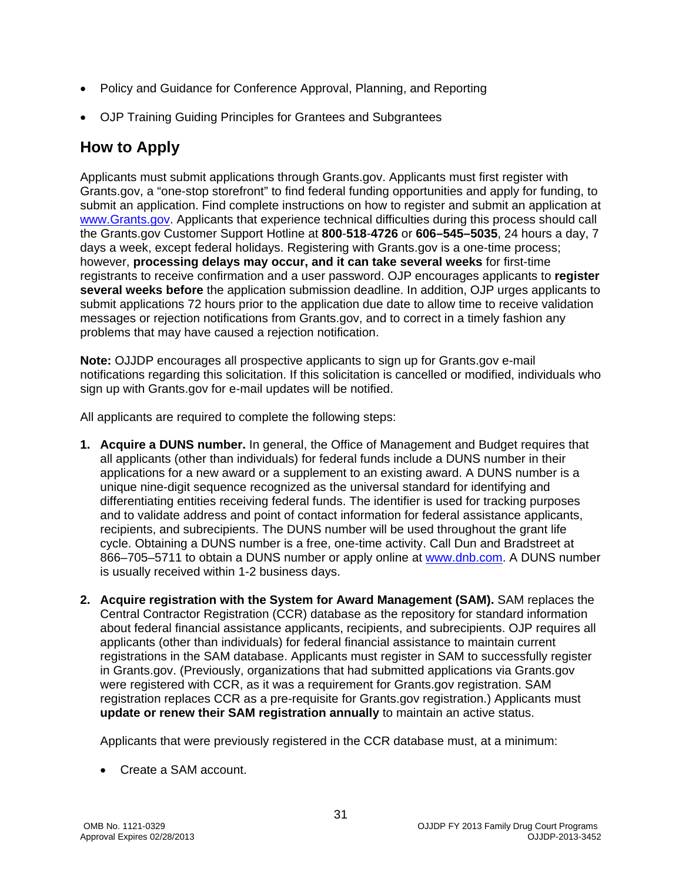- Policy and Guidance for Conference Approval, Planning, and Reporting
- OJP Training Guiding Principles for Grantees and Subgrantees

## How to Apply

Applicants must submit applications through Grants.gov. Applicants must first register with Grants.gov, a "one-stop storefront" to find federal funding opportunities and apply for funding, to submit an application. Find complete instructions on how to register and submit an application at www.Grants.gov. Applicants that experience technical difficulties during this process should call the Grants.gov Customer Support Hotline at **800**-**518**-**4726** or **606–545–5035**, 24 hours a day, 7 days a week, except federal holidays. Registering with Grants.gov is a one-time process; however, **processing delays may occur, and it can take several weeks** for first-time registrants to receive confirmation and a user password. OJP encourages applicants to **register several weeks before** the application submission deadline. In addition, OJP urges applicants to submit applications 72 hours prior to the application due date to allow time to receive validation messages or rejection notifications from Grants.gov, and to correct in a timely fashion any problems that may have caused a rejection notification.

**Note:** OJJDP encourages all prospective applicants to sign up for Grants.gov e-mail notifications regarding this solicitation. If this solicitation is cancelled or modified, individuals who sign up with Grants.gov for e-mail updates will be notified.

All applicants are required to complete the following steps:

1. **Acquire a DUNS number.** In general, the Office of Management and Budget requires that all applicants (other than individuals) for federal funds include a DUNS number in their applications for a new award or a supplement to an existing award. A DUNS number is a unique nine-digit sequence recognized as the universal standard for identifying and differentiating entities receiving federal funds. The identifier is used for tracking purposes and to validate address and point of contact information for federal assistance applicants, recipients, and subrecipients. The DUNS number will be used throughout the grant life cycle. Obtaining a DUNS number is a free, one-time activity. Call Dun and Bradstreet at 866–705–5711 to obtain a DUNS number or apply online at www.dnb.com. A DUNS number is usually received within 1-2 business days.

2. **Acquire registration with the System for Award Management (SAM).** SAM replaces the Central Contractor Registration (CCR) database as the repository for standard information about federal financial assistance applicants, recipients, and subrecipients. OJP requires all applicants (other than individuals) for federal financial assistance to maintain current registrations in the SAM database. Applicants must register in SAM to successfully register in Grants.gov. (Previously, organizations that had submitted applications via Grants.gov were registered with CCR, as it was a requirement for Grants.gov registration. SAM registration replaces CCR as a pre-requisite for Grants.gov registration.) Applicants must **update or renew their SAM registration annually** to maintain an active status.

   Applicants that were previously registered in the CCR database must, at a minimum:

   - Create a SAM account.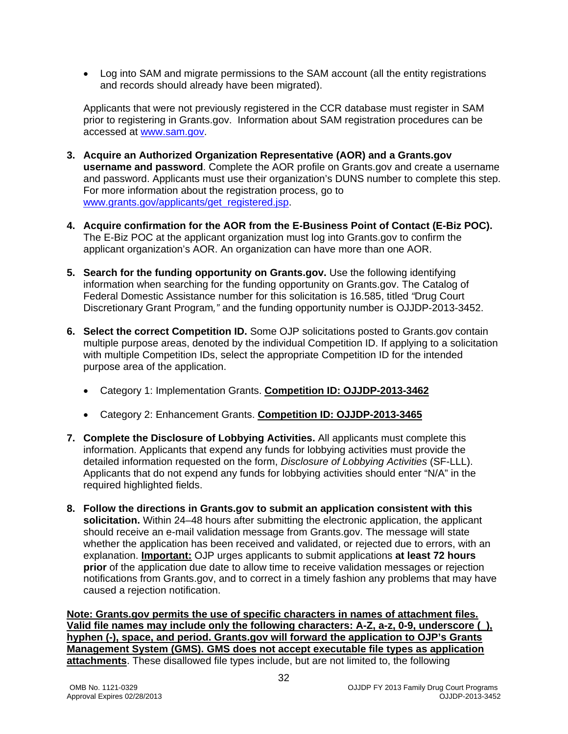- Log into SAM and migrate permissions to the SAM account (all the entity registrations and records should already have been migrated).

Applicants that were not previously registered in the CCR database must register in SAM prior to registering in Grants.gov. Information about SAM registration procedures can be accessed at [www.sam.gov](http://www.sam.gov).

3. **Acquire an Authorized Organization Representative (AOR) and a Grants.gov username and password**. Complete the AOR profile on Grants.gov and create a username and password. Applicants must use their organization's DUNS number to complete this step. For more information about the registration process, go to [www.grants.gov/applicants/get_registered.jsp](http://www.grants.gov/applicants/get_registered.jsp).

4. **Acquire confirmation for the AOR from the E-Business Point of Contact (E-Biz POC).** The E-Biz POC at the applicant organization must log into Grants.gov to confirm the applicant organization's AOR. An organization can have more than one AOR.

5. **Search for the funding opportunity on Grants.gov.** Use the following identifying information when searching for the funding opportunity on Grants.gov. The Catalog of Federal Domestic Assistance number for this solicitation is 16.585, titled *"*Drug Court Discretionary Grant Program*,"* and the funding opportunity number is OJJDP-2013-3452.

6. **Select the correct Competition ID.** Some OJP solicitations posted to Grants.gov contain multiple purpose areas, denoted by the individual Competition ID. If applying to a solicitation with multiple Competition IDs, select the appropriate Competition ID for the intended purpose area of the application.

   - Category 1: Implementation Grants. **Competition ID: OJJDP-2013-3462**
   - Category 2: Enhancement Grants. **Competition ID: OJJDP-2013-3465**

7. **Complete the Disclosure of Lobbying Activities.** All applicants must complete this information. Applicants that expend any funds for lobbying activities must provide the detailed information requested on the form, *Disclosure of Lobbying Activities* (SF-LLL). Applicants that do not expend any funds for lobbying activities should enter "N/A" in the required highlighted fields.

8. **Follow the directions in Grants.gov to submit an application consistent with this solicitation.** Within 24–48 hours after submitting the electronic application, the applicant should receive an e-mail validation message from Grants.gov. The message will state whether the application has been received and validated, or rejected due to errors, with an explanation. **Important:** OJP urges applicants to submit applications **at least 72 hours prior** of the application due date to allow time to receive validation messages or rejection notifications from Grants.gov, and to correct in a timely fashion any problems that may have caused a rejection notification.

**Note: Grants.gov permits the use of specific characters in names of attachment files. Valid file names may include only the following characters: A-Z, a-z, 0-9, underscore (_), hyphen (-), space, and period. Grants.gov will forward the application to OJP's Grants Management System (GMS). GMS does not accept executable file types as application attachments**. These disallowed file types include, but are not limited to, the following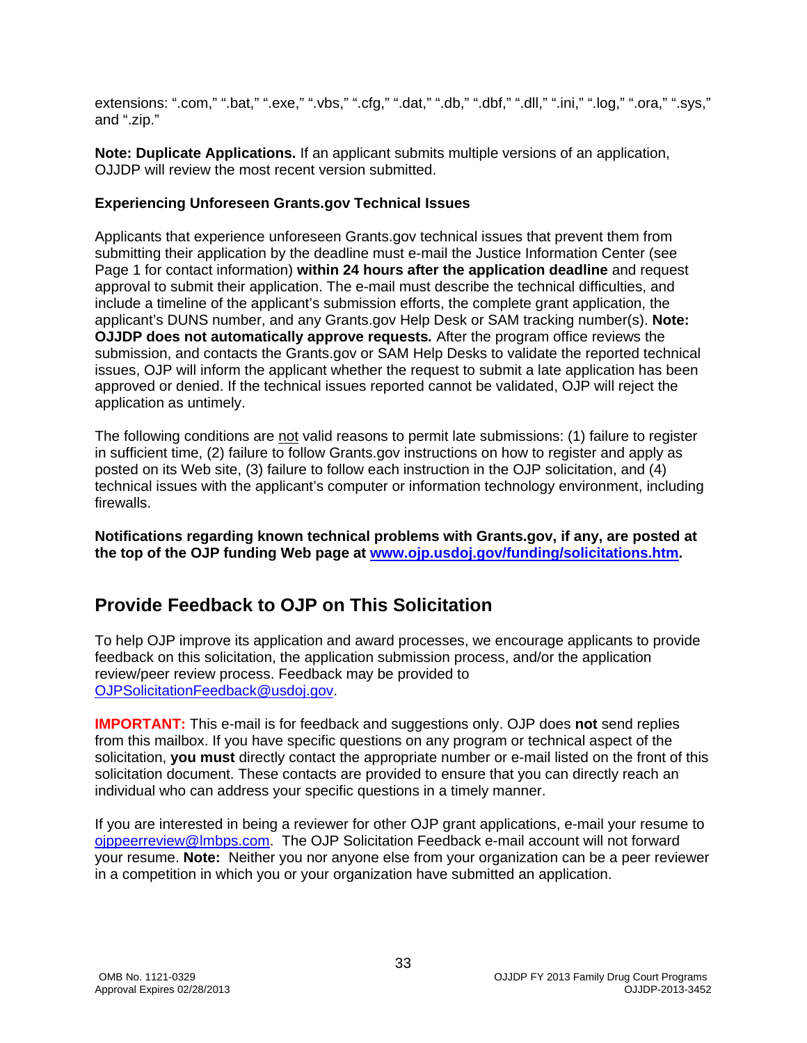extensions: ".com," ".bat," ".exe," ".vbs," ".cfg," ".dat," ".db," ".dbf," ".dll," ".ini," ".log," ".ora," ".sys," and ".zip."

**Note: Duplicate Applications.** If an applicant submits multiple versions of an application, OJJDP will review the most recent version submitted.

**Experiencing Unforeseen Grants.gov Technical Issues**

Applicants that experience unforeseen Grants.gov technical issues that prevent them from submitting their application by the deadline must e-mail the Justice Information Center (see Page 1 for contact information) **within 24 hours after the application deadline** and request approval to submit their application. The e-mail must describe the technical difficulties, and include a timeline of the applicant's submission efforts, the complete grant application, the applicant's DUNS number, and any Grants.gov Help Desk or SAM tracking number(s). **Note: OJJDP does not automatically approve requests***.* After the program office reviews the submission, and contacts the Grants.gov or SAM Help Desks to validate the reported technical issues, OJP will inform the applicant whether the request to submit a late application has been approved or denied. If the technical issues reported cannot be validated, OJP will reject the application as untimely.

The following conditions are <u>not</u> valid reasons to permit late submissions: (1) failure to register in sufficient time, (2) failure to follow Grants.gov instructions on how to register and apply as posted on its Web site, (3) failure to follow each instruction in the OJP solicitation, and (4) technical issues with the applicant's computer or information technology environment, including firewalls.

**Notifications regarding known technical problems with Grants.gov, if any, are posted at the top of the OJP funding Web page at [www.ojp.usdoj.gov/funding/solicitations.htm](http://www.ojp.usdoj.gov/funding/solicitations.htm).**

## Provide Feedback to OJP on This Solicitation

To help OJP improve its application and award processes, we encourage applicants to provide feedback on this solicitation, the application submission process, and/or the application review/peer review process. Feedback may be provided to [OJPSolicitationFeedback@usdoj.gov](mailto:OJPSolicitationFeedback@usdoj.gov).

**IMPORTANT:** This e-mail is for feedback and suggestions only. OJP does **not** send replies from this mailbox. If you have specific questions on any program or technical aspect of the solicitation, **you must** directly contact the appropriate number or e-mail listed on the front of this solicitation document. These contacts are provided to ensure that you can directly reach an individual who can address your specific questions in a timely manner.

If you are interested in being a reviewer for other OJP grant applications, e-mail your resume to [ojppeerreview@lmbps.com](mailto:ojppeerreview@lmbps.com). The OJP Solicitation Feedback e-mail account will not forward your resume. **Note:** Neither you nor anyone else from your organization can be a peer reviewer in a competition in which you or your organization have submitted an application.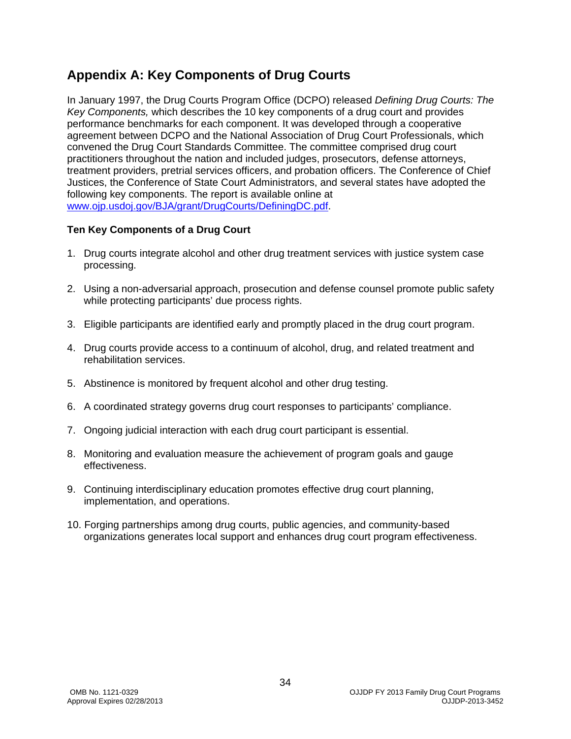# Appendix A: Key Components of Drug Courts

In January 1997, the Drug Courts Program Office (DCPO) released *Defining Drug Courts: The Key Components,* which describes the 10 key components of a drug court and provides performance benchmarks for each component. It was developed through a cooperative agreement between DCPO and the National Association of Drug Court Professionals, which convened the Drug Court Standards Committee. The committee comprised drug court practitioners throughout the nation and included judges, prosecutors, defense attorneys, treatment providers, pretrial services officers, and probation officers. The Conference of Chief Justices, the Conference of State Court Administrators, and several states have adopted the following key components. The report is available online at [www.ojp.usdoj.gov/BJA/grant/DrugCourts/DefiningDC.pdf](www.ojp.usdoj.gov/BJA/grant/DrugCourts/DefiningDC.pdf).

**Ten Key Components of a Drug Court**

1. Drug courts integrate alcohol and other drug treatment services with justice system case processing.

2. Using a non-adversarial approach, prosecution and defense counsel promote public safety while protecting participants' due process rights.

3. Eligible participants are identified early and promptly placed in the drug court program.

4. Drug courts provide access to a continuum of alcohol, drug, and related treatment and rehabilitation services.

5. Abstinence is monitored by frequent alcohol and other drug testing.

6. A coordinated strategy governs drug court responses to participants' compliance.

7. Ongoing judicial interaction with each drug court participant is essential.

8. Monitoring and evaluation measure the achievement of program goals and gauge effectiveness.

9. Continuing interdisciplinary education promotes effective drug court planning, implementation, and operations.

10. Forging partnerships among drug courts, public agencies, and community-based organizations generates local support and enhances drug court program effectiveness.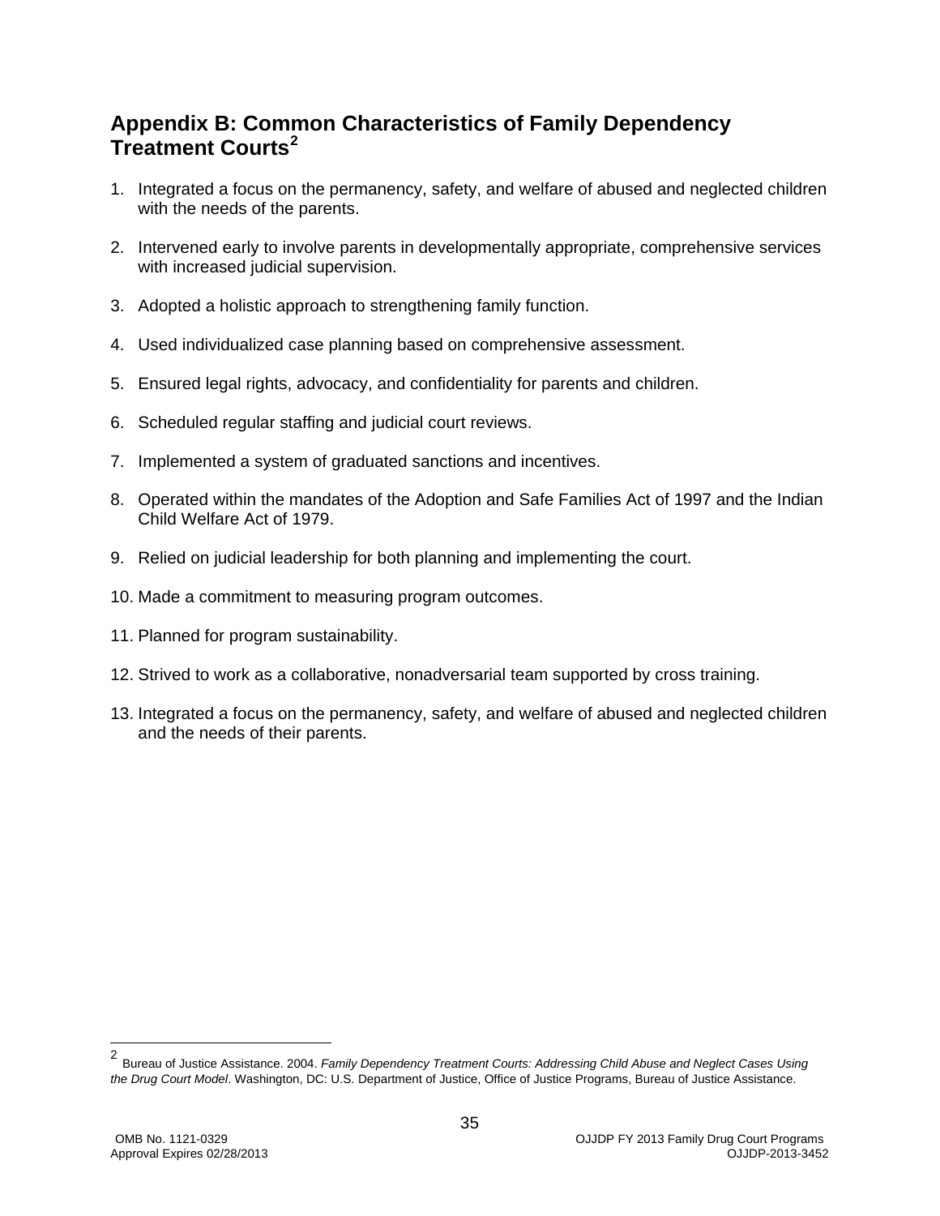## Appendix B: Common Characteristics of Family Dependency Treatment Courts[2]

1. Integrated a focus on the permanency, safety, and welfare of abused and neglected children with the needs of the parents.

2. Intervened early to involve parents in developmentally appropriate, comprehensive services with increased judicial supervision.

3. Adopted a holistic approach to strengthening family function.

4. Used individualized case planning based on comprehensive assessment.

5. Ensured legal rights, advocacy, and confidentiality for parents and children.

6. Scheduled regular staffing and judicial court reviews.

7. Implemented a system of graduated sanctions and incentives.

8. Operated within the mandates of the Adoption and Safe Families Act of 1997 and the Indian Child Welfare Act of 1979.

9. Relied on judicial leadership for both planning and implementing the court.

10. Made a commitment to measuring program outcomes.

11. Planned for program sustainability.

12. Strived to work as a collaborative, nonadversarial team supported by cross training.

13. Integrated a focus on the permanency, safety, and welfare of abused and neglected children and the needs of their parents.

---

[2] Bureau of Justice Assistance. 2004. *Family Dependency Treatment Courts: Addressing Child Abuse and Neglect Cases Using the Drug Court Model*. Washington, DC: U.S. Department of Justice, Office of Justice Programs, Bureau of Justice Assistance.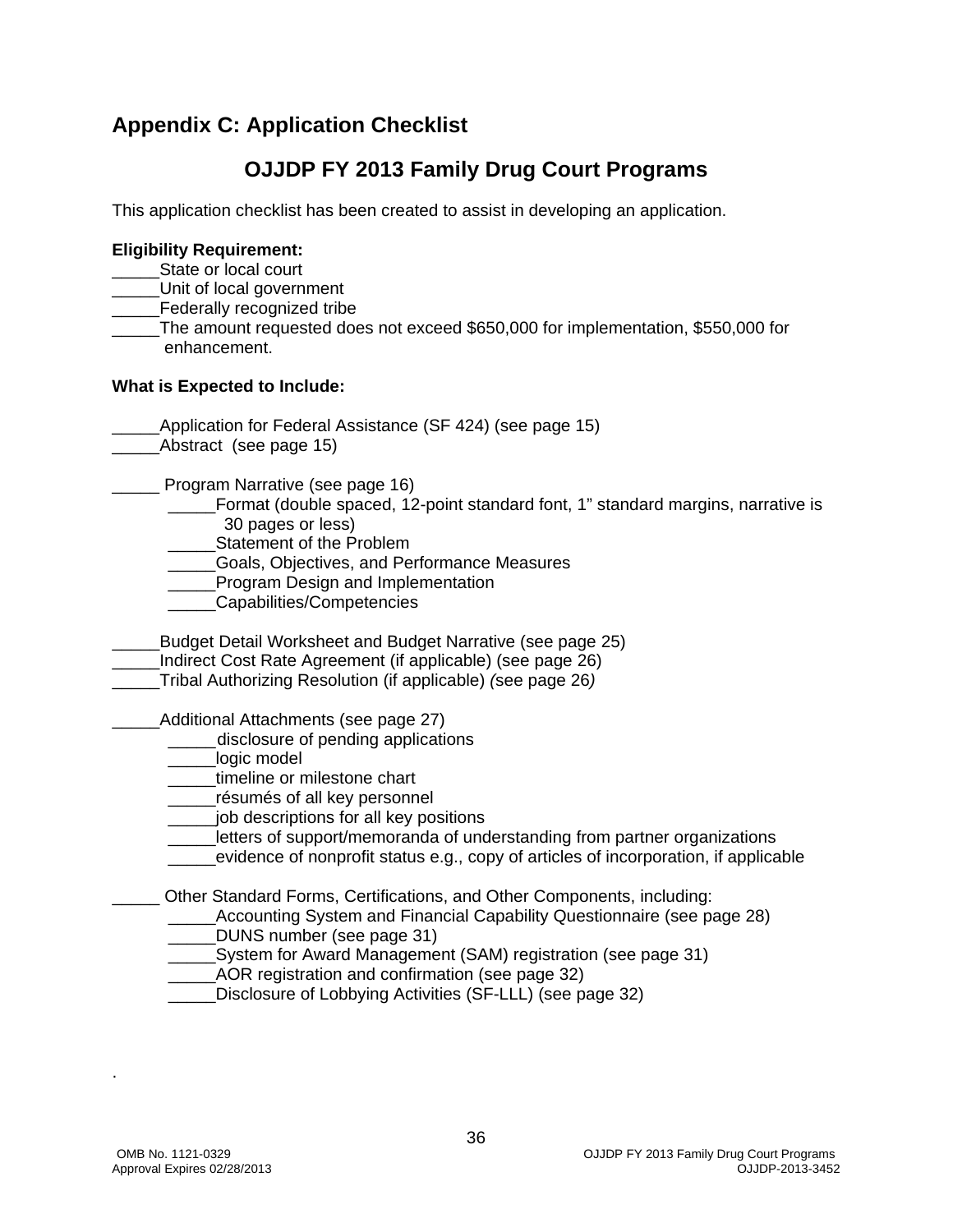## Appendix C: Application Checklist

### OJJDP FY 2013 Family Drug Court Programs

This application checklist has been created to assist in developing an application.

**Eligibility Requirement:**

_____State or local court
_____Unit of local government
_____Federally recognized tribe
_____The amount requested does not exceed $650,000 for implementation, $550,000 for enhancement.

**What is Expected to Include:**

_____Application for Federal Assistance (SF 424) (see page 15)
_____Abstract (see page 15)

_____ Program Narrative (see page 16)
- _____Format (double spaced, 12-point standard font, 1" standard margins, narrative is 30 pages or less)
- _____Statement of the Problem
- _____Goals, Objectives, and Performance Measures
- _____Program Design and Implementation
- _____Capabilities/Competencies

_____Budget Detail Worksheet and Budget Narrative (see page 25)
_____Indirect Cost Rate Agreement (if applicable) (see page 26)
_____Tribal Authorizing Resolution (if applicable) *(*see page 26*)*

_____Additional Attachments (see page 27)
- _____disclosure of pending applications
- _____logic model
- _____timeline or milestone chart
- _____résumés of all key personnel
- _____job descriptions for all key positions
- _____letters of support/memoranda of understanding from partner organizations
- _____evidence of nonprofit status e.g., copy of articles of incorporation, if applicable

_____ Other Standard Forms, Certifications, and Other Components, including:
- _____Accounting System and Financial Capability Questionnaire (see page 28)
- _____DUNS number (see page 31)
- _____System for Award Management (SAM) registration (see page 31)
- _____AOR registration and confirmation (see page 32)
- _____Disclosure of Lobbying Activities (SF-LLL) (see page 32)

.